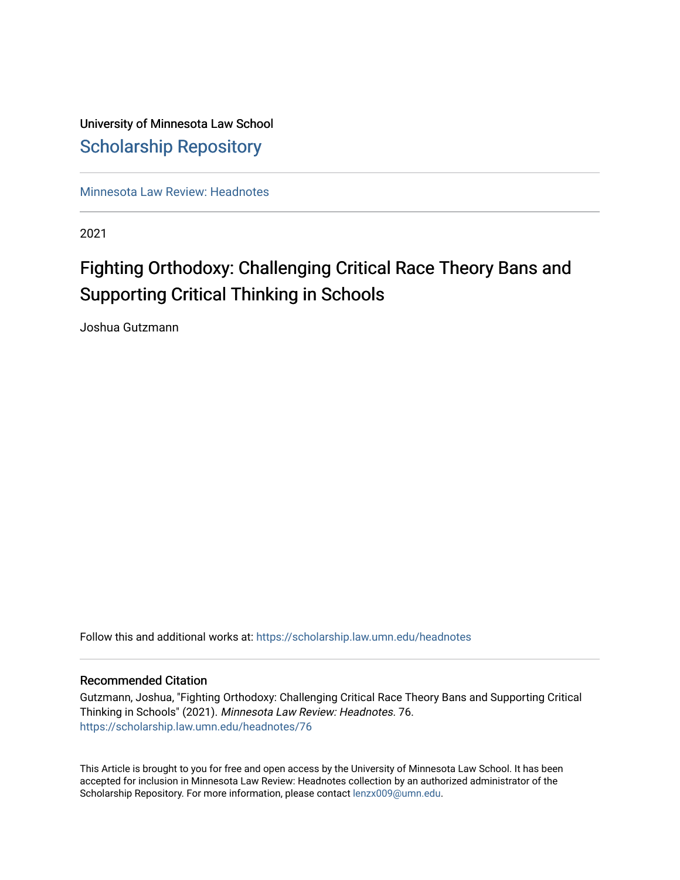University of Minnesota Law School

## Scholarship Repository

Minnesota Law Review: Headnotes

2021

# Fighting Orthodoxy: Challenging Critical Race Theory Bans and Supporting Critical Thinking in Schools

Joshua Gutzmann

Follow this and additional works at: https://scholarship.law.umn.edu/headnotes

### Recommended Citation

Gutzmann, Joshua, "Fighting Orthodoxy: Challenging Critical Race Theory Bans and Supporting Critical Thinking in Schools" (2021). *Minnesota Law Review: Headnotes*. 76.
https://scholarship.law.umn.edu/headnotes/76

This Article is brought to you for free and open access by the University of Minnesota Law School. It has been accepted for inclusion in Minnesota Law Review: Headnotes collection by an authorized administrator of the Scholarship Repository. For more information, please contact lenzx009@umn.edu.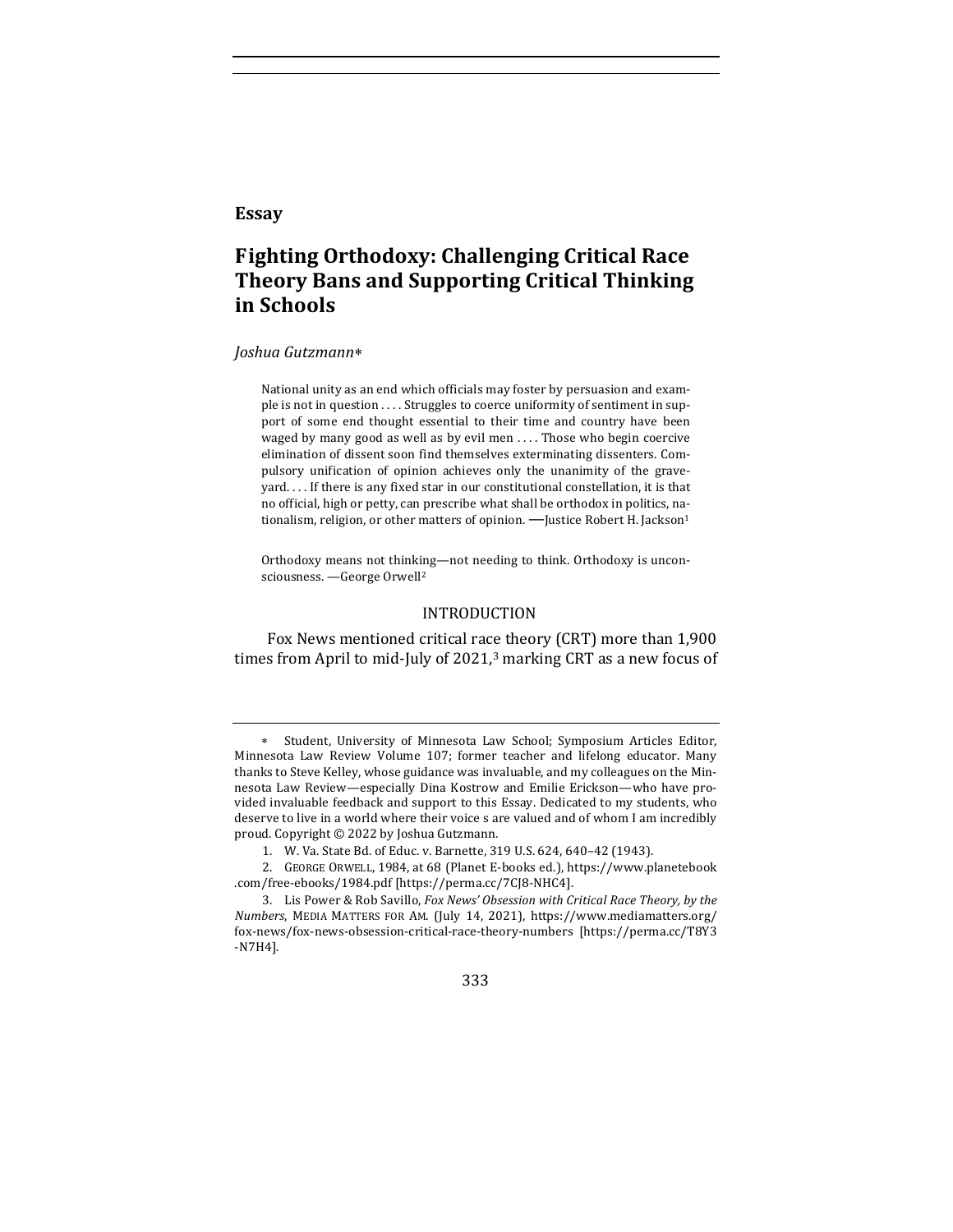**Essay**

# Fighting Orthodoxy: Challenging Critical Race Theory Bans and Supporting Critical Thinking in Schools

*Joshua Gutzmann*∗

> National unity as an end which officials may foster by persuasion and example is not in question . . . . Struggles to coerce uniformity of sentiment in support of some end thought essential to their time and country have been waged by many good as well as by evil men . . . . Those who begin coercive elimination of dissent soon find themselves exterminating dissenters. Compulsory unification of opinion achieves only the unanimity of the graveyard. . . . If there is any fixed star in our constitutional constellation, it is that no official, high or petty, can prescribe what shall be orthodox in politics, nationalism, religion, or other matters of opinion. —Justice Robert H. Jackson[1]

> Orthodoxy means not thinking—not needing to think. Orthodoxy is unconsciousness. —George Orwell[2]

## INTRODUCTION

Fox News mentioned critical race theory (CRT) more than 1,900 times from April to mid-July of 2021,[3] marking CRT as a new focus of

---

∗ Student, University of Minnesota Law School; Symposium Articles Editor, Minnesota Law Review Volume 107; former teacher and lifelong educator. Many thanks to Steve Kelley, whose guidance was invaluable, and my colleagues on the Minnesota Law Review—especially Dina Kostrow and Emilie Erickson—who have provided invaluable feedback and support to this Essay. Dedicated to my students, who deserve to live in a world where their voice s are valued and of whom I am incredibly proud. Copyright © 2022 by Joshua Gutzmann.

1. W. Va. State Bd. of Educ. v. Barnette, 319 U.S. 624, 640–42 (1943).

2. GEORGE ORWELL, 1984, at 68 (Planet E-books ed.), https://www.planetebook.com/free-ebooks/1984.pdf [https://perma.cc/7CJ8-NHC4].

3. Lis Power & Rob Savillo, *Fox News' Obsession with Critical Race Theory, by the Numbers*, MEDIA MATTERS FOR AM. (July 14, 2021), https://www.mediamatters.org/fox-news/fox-news-obsession-critical-race-theory-numbers [https://perma.cc/T8Y3-N7H4].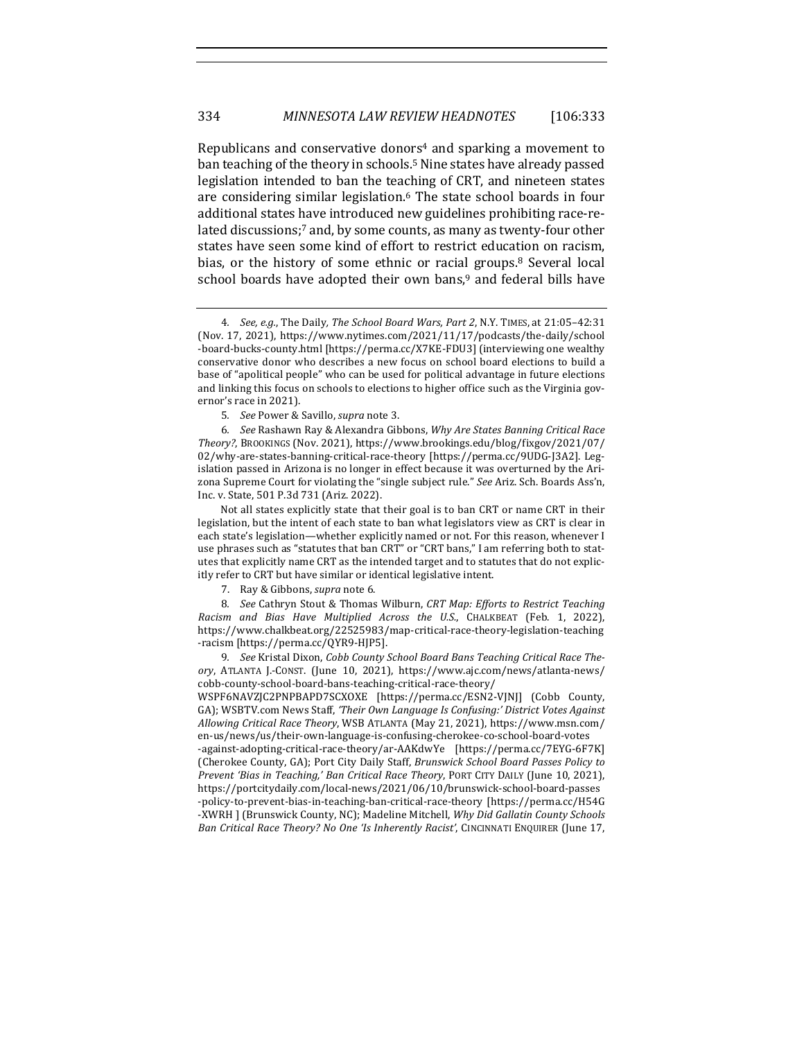Republicans and conservative donors[4] and sparking a movement to ban teaching of the theory in schools.[5] Nine states have already passed legislation intended to ban the teaching of CRT, and nineteen states are considering similar legislation.[6] The state school boards in four additional states have introduced new guidelines prohibiting race-related discussions;[7] and, by some counts, as many as twenty-four other states have seen some kind of effort to restrict education on racism, bias, or the history of some ethnic or racial groups.[8] Several local school boards have adopted their own bans,[9] and federal bills have

---

4. *See, e.g.*, The Daily, *The School Board Wars, Part 2*, N.Y. TIMES, at 21:05–42:31 (Nov. 17, 2021), https://www.nytimes.com/2021/11/17/podcasts/the-daily/school-board-bucks-county.html [https://perma.cc/X7KE-FDU3] (interviewing one wealthy conservative donor who describes a new focus on school board elections to build a base of "apolitical people" who can be used for political advantage in future elections and linking this focus on schools to elections to higher office such as the Virginia governor's race in 2021).

5. *See* Power & Savillo, *supra* note 3.

6. *See* Rashawn Ray & Alexandra Gibbons, *Why Are States Banning Critical Race Theory?*, BROOKINGS (Nov. 2021), https://www.brookings.edu/blog/fixgov/2021/07/02/why-are-states-banning-critical-race-theory [https://perma.cc/9UDG-J3A2]. Legislation passed in Arizona is no longer in effect because it was overturned by the Arizona Supreme Court for violating the "single subject rule." *See* Ariz. Sch. Boards Ass'n, Inc. v. State, 501 P.3d 731 (Ariz. 2022).

Not all states explicitly state that their goal is to ban CRT or name CRT in their legislation, but the intent of each state to ban what legislators view as CRT is clear in each state's legislation—whether explicitly named or not. For this reason, whenever I use phrases such as "statutes that ban CRT" or "CRT bans," I am referring both to statutes that explicitly name CRT as the intended target and to statutes that do not explicitly refer to CRT but have similar or identical legislative intent.

7. Ray & Gibbons, *supra* note 6.

8. *See* Cathryn Stout & Thomas Wilburn, *CRT Map: Efforts to Restrict Teaching Racism and Bias Have Multiplied Across the U.S.*, CHALKBEAT (Feb. 1, 2022), https://www.chalkbeat.org/22525983/map-critical-race-theory-legislation-teaching-racism [https://perma.cc/QYR9-HJP5].

9. *See* Kristal Dixon, *Cobb County School Board Bans Teaching Critical Race Theory*, ATLANTA J.-CONST. (June 10, 2021), https://www.ajc.com/news/atlanta-news/cobb-county-school-board-bans-teaching-critical-race-theory/WSPF6NAVZJC2PNPBAPD7SCXOXE [https://perma.cc/ESN2-VJNJ] (Cobb County, GA); WSBTV.com News Staff, *'Their Own Language Is Confusing:' District Votes Against Allowing Critical Race Theory*, WSB ATLANTA (May 21, 2021), https://www.msn.com/en-us/news/us/their-own-language-is-confusing-cherokee-co-school-board-votes-against-adopting-critical-race-theory/ar-AAKdwYe [https://perma.cc/7EYG-6F7K] (Cherokee County, GA); Port City Daily Staff, *Brunswick School Board Passes Policy to Prevent 'Bias in Teaching,' Ban Critical Race Theory*, PORT CITY DAILY (June 10, 2021), https://portcitydaily.com/local-news/2021/06/10/brunswick-school-board-passes-policy-to-prevent-bias-in-teaching-ban-critical-race-theory [https://perma.cc/H54G-XWRH ] (Brunswick County, NC); Madeline Mitchell, *Why Did Gallatin County Schools Ban Critical Race Theory? No One 'Is Inherently Racist'*, CINCINNATI ENQUIRER (June 17,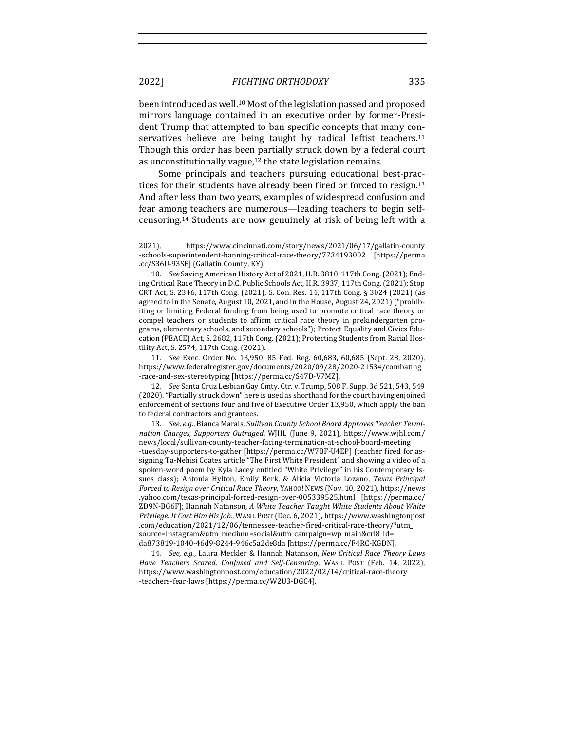been introduced as well.[10] Most of the legislation passed and proposed mirrors language contained in an executive order by former-President Trump that attempted to ban specific concepts that many conservatives believe are being taught by radical leftist teachers.[11] Though this order has been partially struck down by a federal court as unconstitutionally vague,[12] the state legislation remains.

Some principals and teachers pursuing educational best-practices for their students have already been fired or forced to resign.[13] And after less than two years, examples of widespread confusion and fear among teachers are numerous—leading teachers to begin self-censoring.[14] Students are now genuinely at risk of being left with a

---

2021), https://www.cincinnati.com/story/news/2021/06/17/gallatin-county-schools-superintendent-banning-critical-race-theory/7734193002 [https://perma.cc/S36U-93SF] (Gallatin County, KY).

10. *See* Saving American History Act of 2021, H.R. 3810, 117th Cong. (2021); Ending Critical Race Theory in D.C. Public Schools Act, H.R. 3937, 117th Cong. (2021); Stop CRT Act, S. 2346, 117th Cong. (2021); S. Con. Res. 14, 117th Cong. § 3024 (2021) (as agreed to in the Senate, August 10, 2021, and in the House, August 24, 2021) ("prohibiting or limiting Federal funding from being used to promote critical race theory or compel teachers or students to affirm critical race theory in prekindergarten programs, elementary schools, and secondary schools"); Protect Equality and Civics Education (PEACE) Act, S. 2682, 117th Cong. (2021); Protecting Students from Racial Hostility Act, S. 2574, 117th Cong. (2021).

11. *See* Exec. Order No. 13,950, 85 Fed. Reg. 60,683, 60,685 (Sept. 28, 2020), https://www.federalregister.gov/documents/2020/09/28/2020-21534/combating-race-and-sex-stereotyping [https://perma.cc/S47D-V7MZ].

12. *See* Santa Cruz Lesbian Gay Cmty. Ctr. v. Trump, 508 F. Supp. 3d 521, 543, 549 (2020). "Partially struck down" here is used as shorthand for the court having enjoined enforcement of sections four and five of Executive Order 13,950, which apply the ban to federal contractors and grantees.

13. *See, e.g.*, Bianca Marais, *Sullivan County School Board Approves Teacher Termination Charges, Supporters Outraged*, WJHL (June 9, 2021), https://www.wjhl.com/news/local/sullivan-county-teacher-facing-termination-at-school-board-meeting-tuesday-supporters-to-gather [https://perma.cc/W7BF-U4EP] (teacher fired for assigning Ta-Nehisi Coates article "The First White President" and showing a video of a spoken-word poem by Kyla Lacey entitled "White Privilege" in his Contemporary Issues class); Antonia Hylton, Emily Berk, & Alicia Victoria Lozano, *Texas Principal Forced to Resign over Critical Race Theory*, YAHOO! NEWS (Nov. 10, 2021), https://news.yahoo.com/texas-principal-forced-resign-over-005339525.html [https://perma.cc/ZD9N-BG6F]; Hannah Natanson, *A White Teacher Taught White Students About White Privilege. It Cost Him His Job.*, WASH. POST (Dec. 6, 2021), https://www.washingtonpost.com/education/2021/12/06/tennessee-teacher-fired-critical-race-theory/?utm_source=instagram&utm_medium=social&utm_campaign=wp_main&crl8_id=da873819-1040-46d9-8244-946c5a2de8da [https://perma.cc/F4RC-KGDN].

14. *See, e.g.*, Laura Meckler & Hannah Natanson, *New Critical Race Theory Laws Have Teachers Scared, Confused and Self-Censoring*, WASH. POST (Feb. 14, 2022), https://www.washingtonpost.com/education/2022/02/14/critical-race-theory-teachers-fear-laws [https://perma.cc/W2U3-DGC4].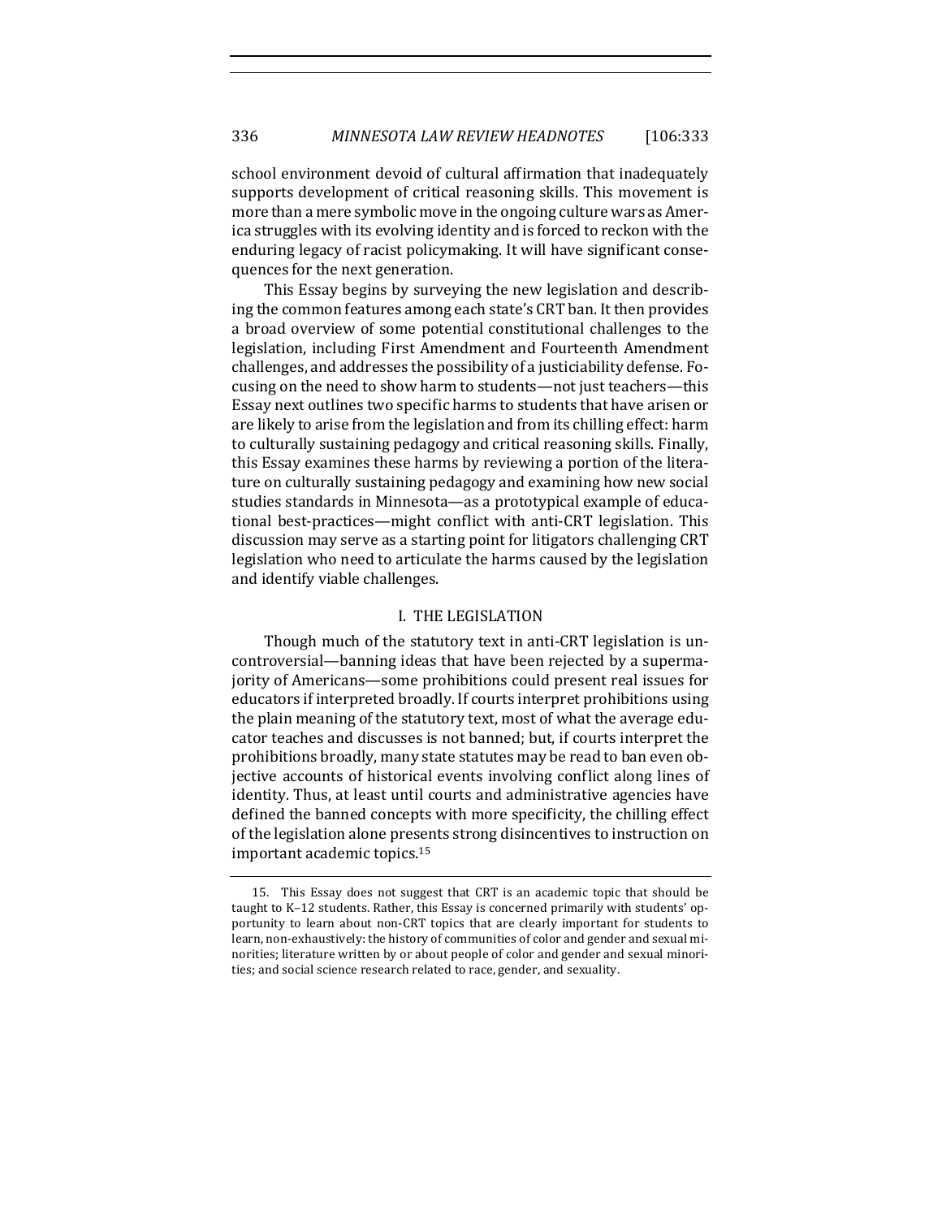school environment devoid of cultural affirmation that inadequately supports development of critical reasoning skills. This movement is more than a mere symbolic move in the ongoing culture wars as America struggles with its evolving identity and is forced to reckon with the enduring legacy of racist policymaking. It will have significant consequences for the next generation.

This Essay begins by surveying the new legislation and describing the common features among each state's CRT ban. It then provides a broad overview of some potential constitutional challenges to the legislation, including First Amendment and Fourteenth Amendment challenges, and addresses the possibility of a justiciability defense. Focusing on the need to show harm to students—not just teachers—this Essay next outlines two specific harms to students that have arisen or are likely to arise from the legislation and from its chilling effect: harm to culturally sustaining pedagogy and critical reasoning skills. Finally, this Essay examines these harms by reviewing a portion of the literature on culturally sustaining pedagogy and examining how new social studies standards in Minnesota—as a prototypical example of educational best-practices—might conflict with anti-CRT legislation. This discussion may serve as a starting point for litigators challenging CRT legislation who need to articulate the harms caused by the legislation and identify viable challenges.

## I. THE LEGISLATION

Though much of the statutory text in anti-CRT legislation is uncontroversial—banning ideas that have been rejected by a supermajority of Americans—some prohibitions could present real issues for educators if interpreted broadly. If courts interpret prohibitions using the plain meaning of the statutory text, most of what the average educator teaches and discusses is not banned; but, if courts interpret the prohibitions broadly, many state statutes may be read to ban even objective accounts of historical events involving conflict along lines of identity. Thus, at least until courts and administrative agencies have defined the banned concepts with more specificity, the chilling effect of the legislation alone presents strong disincentives to instruction on important academic topics.[15]

15. This Essay does not suggest that CRT is an academic topic that should be taught to K–12 students. Rather, this Essay is concerned primarily with students' opportunity to learn about non-CRT topics that are clearly important for students to learn, non-exhaustively: the history of communities of color and gender and sexual minorities; literature written by or about people of color and gender and sexual minorities; and social science research related to race, gender, and sexuality.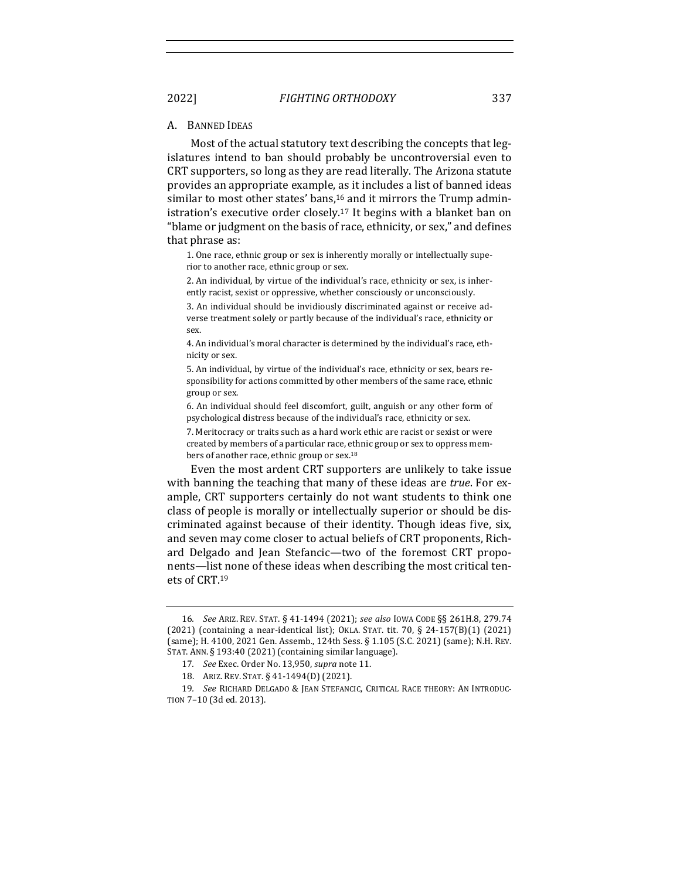## A. BANNED IDEAS

Most of the actual statutory text describing the concepts that legislatures intend to ban should probably be uncontroversial even to CRT supporters, so long as they are read literally. The Arizona statute provides an appropriate example, as it includes a list of banned ideas similar to most other states' bans,[16] and it mirrors the Trump administration's executive order closely.[17] It begins with a blanket ban on "blame or judgment on the basis of race, ethnicity, or sex," and defines that phrase as:

> 1. One race, ethnic group or sex is inherently morally or intellectually superior to another race, ethnic group or sex.
>
> 2. An individual, by virtue of the individual's race, ethnicity or sex, is inherently racist, sexist or oppressive, whether consciously or unconsciously.
>
> 3. An individual should be invidiously discriminated against or receive adverse treatment solely or partly because of the individual's race, ethnicity or sex.
>
> 4. An individual's moral character is determined by the individual's race, ethnicity or sex.
>
> 5. An individual, by virtue of the individual's race, ethnicity or sex, bears responsibility for actions committed by other members of the same race, ethnic group or sex.
>
> 6. An individual should feel discomfort, guilt, anguish or any other form of psychological distress because of the individual's race, ethnicity or sex.
>
> 7. Meritocracy or traits such as a hard work ethic are racist or sexist or were created by members of a particular race, ethnic group or sex to oppress members of another race, ethnic group or sex.[18]

Even the most ardent CRT supporters are unlikely to take issue with banning the teaching that many of these ideas are *true*. For example, CRT supporters certainly do not want students to think one class of people is morally or intellectually superior or should be discriminated against because of their identity. Though ideas five, six, and seven may come closer to actual beliefs of CRT proponents, Richard Delgado and Jean Stefancic—two of the foremost CRT proponents—list none of these ideas when describing the most critical tenets of CRT.[19]

---

16. *See* ARIZ. REV. STAT. § 41-1494 (2021); *see also* IOWA CODE §§ 261H.8, 279.74 (2021) (containing a near-identical list); OKLA. STAT. tit. 70, § 24-157(B)(1) (2021) (same); H. 4100, 2021 Gen. Assemb., 124th Sess. § 1.105 (S.C. 2021) (same); N.H. REV. STAT. ANN. § 193:40 (2021) (containing similar language).

17. *See* Exec. Order No. 13,950, *supra* note 11.

18. ARIZ. REV. STAT. § 41-1494(D) (2021).

19. *See* RICHARD DELGADO & JEAN STEFANCIC, CRITICAL RACE THEORY: AN INTRODUCTION 7–10 (3d ed. 2013).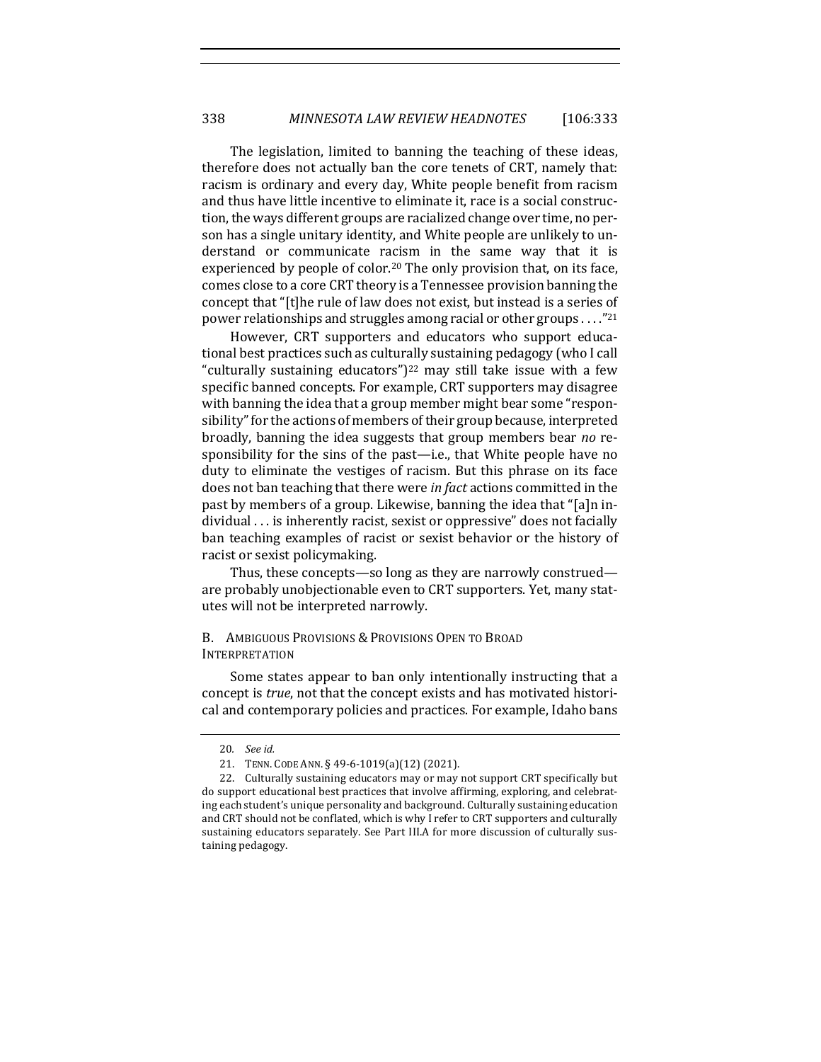The legislation, limited to banning the teaching of these ideas, therefore does not actually ban the core tenets of CRT, namely that: racism is ordinary and every day, White people benefit from racism and thus have little incentive to eliminate it, race is a social construction, the ways different groups are racialized change over time, no person has a single unitary identity, and White people are unlikely to understand or communicate racism in the same way that it is experienced by people of color.[20] The only provision that, on its face, comes close to a core CRT theory is a Tennessee provision banning the concept that "[t]he rule of law does not exist, but instead is a series of power relationships and struggles among racial or other groups . . . ."[21]

However, CRT supporters and educators who support educational best practices such as culturally sustaining pedagogy (who I call "culturally sustaining educators")[22] may still take issue with a few specific banned concepts. For example, CRT supporters may disagree with banning the idea that a group member might bear some "responsibility" for the actions of members of their group because, interpreted broadly, banning the idea suggests that group members bear *no* responsibility for the sins of the past—i.e., that White people have no duty to eliminate the vestiges of racism. But this phrase on its face does not ban teaching that there were *in fact* actions committed in the past by members of a group. Likewise, banning the idea that "[a]n individual . . . is inherently racist, sexist or oppressive" does not facially ban teaching examples of racist or sexist behavior or the history of racist or sexist policymaking.

Thus, these concepts—so long as they are narrowly construed—are probably unobjectionable even to CRT supporters. Yet, many statutes will not be interpreted narrowly.

### B. Ambiguous Provisions & Provisions Open to Broad Interpretation

Some states appear to ban only intentionally instructing that a concept is *true*, not that the concept exists and has motivated historical and contemporary policies and practices. For example, Idaho bans

---

20. *See id.*

21. TENN. CODE ANN. § 49-6-1019(a)(12) (2021).

22. Culturally sustaining educators may or may not support CRT specifically but do support educational best practices that involve affirming, exploring, and celebrating each student's unique personality and background. Culturally sustaining education and CRT should not be conflated, which is why I refer to CRT supporters and culturally sustaining educators separately. See Part III.A for more discussion of culturally sustaining pedagogy.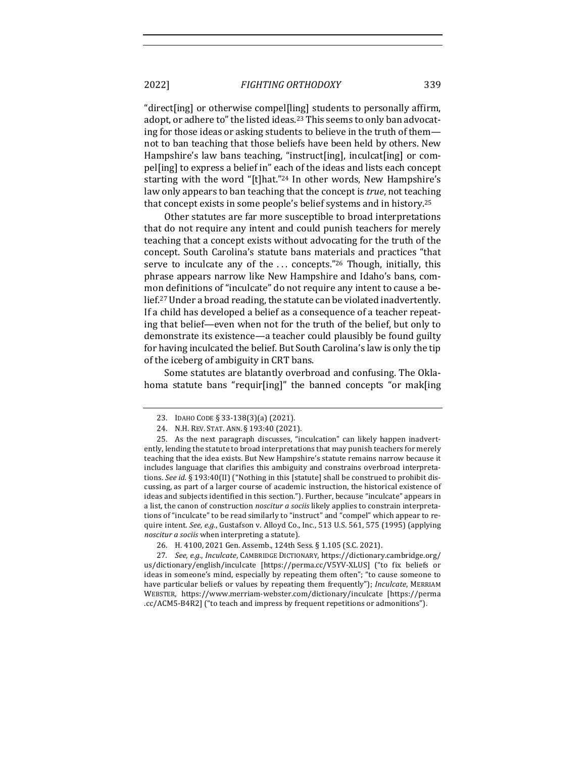"direct[ing] or otherwise compel[ling] students to personally affirm, adopt, or adhere to" the listed ideas.[23] This seems to only ban advocating for those ideas or asking students to believe in the truth of them—not to ban teaching that those beliefs have been held by others. New Hampshire's law bans teaching, "instruct[ing], inculcat[ing] or compel[ing] to express a belief in" each of the ideas and lists each concept starting with the word "[t]hat."[24] In other words, New Hampshire's law only appears to ban teaching that the concept is *true*, not teaching that concept exists in some people's belief systems and in history.[25]

Other statutes are far more susceptible to broad interpretations that do not require any intent and could punish teachers for merely teaching that a concept exists without advocating for the truth of the concept. South Carolina's statute bans materials and practices "that serve to inculcate any of the . . . concepts."[26] Though, initially, this phrase appears narrow like New Hampshire and Idaho's bans, common definitions of "inculcate" do not require any intent to cause a belief.[27] Under a broad reading, the statute can be violated inadvertently. If a child has developed a belief as a consequence of a teacher repeating that belief—even when not for the truth of the belief, but only to demonstrate its existence—a teacher could plausibly be found guilty for having inculcated the belief. But South Carolina's law is only the tip of the iceberg of ambiguity in CRT bans.

Some statutes are blatantly overbroad and confusing. The Oklahoma statute bans "requir[ing]" the banned concepts "or mak[ing

---

23. IDAHO CODE § 33-138(3)(a) (2021).

24. N.H. REV. STAT. ANN. § 193:40 (2021).

25. As the next paragraph discusses, "inculcation" can likely happen inadvertently, lending the statute to broad interpretations that may punish teachers for merely teaching that the idea exists. But New Hampshire's statute remains narrow because it includes language that clarifies this ambiguity and constrains overbroad interpretations. *See id.* § 193:40(II) ("Nothing in this [statute] shall be construed to prohibit discussing, as part of a larger course of academic instruction, the historical existence of ideas and subjects identified in this section."). Further, because "inculcate" appears in a list, the canon of construction *noscitur a sociis* likely applies to constrain interpretations of "inculcate" to be read similarly to "instruct" and "compel" which appear to require intent. *See, e.g.*, Gustafson v. Alloyd Co., Inc., 513 U.S. 561, 575 (1995) (applying *noscitur a sociis* when interpreting a statute).

26. H. 4100, 2021 Gen. Assemb., 124th Sess. § 1.105 (S.C. 2021).

27. *See, e.g.*, *Inculcate*, CAMBRIDGE DICTIONARY, https://dictionary.cambridge.org/us/dictionary/english/inculcate [https://perma.cc/V5YV-XLUS] ("to fix beliefs or ideas in someone's mind, especially by repeating them often"; "to cause someone to have particular beliefs or values by repeating them frequently"); *Inculcate*, MERRIAM WEBSTER, https://www.merriam-webster.com/dictionary/inculcate [https://perma.cc/ACM5-B4R2] ("to teach and impress by frequent repetitions or admonitions").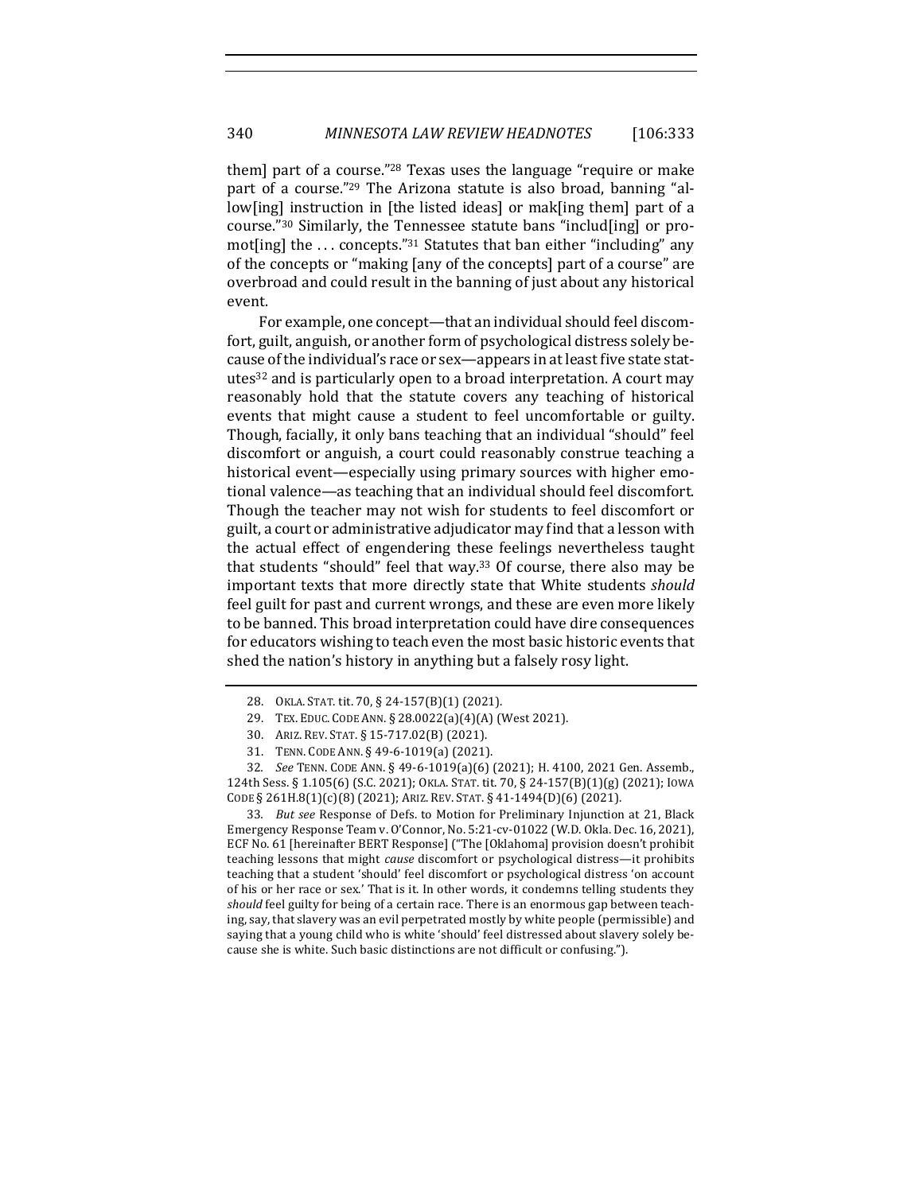them] part of a course."[28] Texas uses the language "require or make part of a course."[29] The Arizona statute is also broad, banning "allow[ing] instruction in [the listed ideas] or mak[ing them] part of a course."[30] Similarly, the Tennessee statute bans "includ[ing] or promot[ing] the . . . concepts."[31] Statutes that ban either "including" any of the concepts or "making [any of the concepts] part of a course" are overbroad and could result in the banning of just about any historical event.

For example, one concept—that an individual should feel discomfort, guilt, anguish, or another form of psychological distress solely because of the individual's race or sex—appears in at least five state statutes[32] and is particularly open to a broad interpretation. A court may reasonably hold that the statute covers any teaching of historical events that might cause a student to feel uncomfortable or guilty. Though, facially, it only bans teaching that an individual "should" feel discomfort or anguish, a court could reasonably construe teaching a historical event—especially using primary sources with higher emotional valence—as teaching that an individual should feel discomfort. Though the teacher may not wish for students to feel discomfort or guilt, a court or administrative adjudicator may find that a lesson with the actual effect of engendering these feelings nevertheless taught that students "should" feel that way.[33] Of course, there also may be important texts that more directly state that White students *should* feel guilt for past and current wrongs, and these are even more likely to be banned. This broad interpretation could have dire consequences for educators wishing to teach even the most basic historic events that shed the nation's history in anything but a falsely rosy light.

---

28. OKLA. STAT. tit. 70, § 24-157(B)(1) (2021).

29. TEX. EDUC. CODE ANN. § 28.0022(a)(4)(A) (West 2021).

30. ARIZ. REV. STAT. § 15-717.02(B) (2021).

31. TENN. CODE ANN. § 49-6-1019(a) (2021).

32. *See* TENN. CODE ANN. § 49-6-1019(a)(6) (2021); H. 4100, 2021 Gen. Assemb., 124th Sess. § 1.105(6) (S.C. 2021); OKLA. STAT. tit. 70, § 24-157(B)(1)(g) (2021); IOWA CODE § 261H.8(1)(c)(8) (2021); ARIZ. REV. STAT. § 41-1494(D)(6) (2021).

33. *But see* Response of Defs. to Motion for Preliminary Injunction at 21, Black Emergency Response Team v. O'Connor, No. 5:21-cv-01022 (W.D. Okla. Dec. 16, 2021), ECF No. 61 [hereinafter BERT Response] ("The [Oklahoma] provision doesn't prohibit teaching lessons that might *cause* discomfort or psychological distress—it prohibits teaching that a student 'should' feel discomfort or psychological distress 'on account of his or her race or sex.' That is it. In other words, it condemns telling students they *should* feel guilty for being of a certain race. There is an enormous gap between teaching, say, that slavery was an evil perpetrated mostly by white people (permissible) and saying that a young child who is white 'should' feel distressed about slavery solely because she is white. Such basic distinctions are not difficult or confusing.").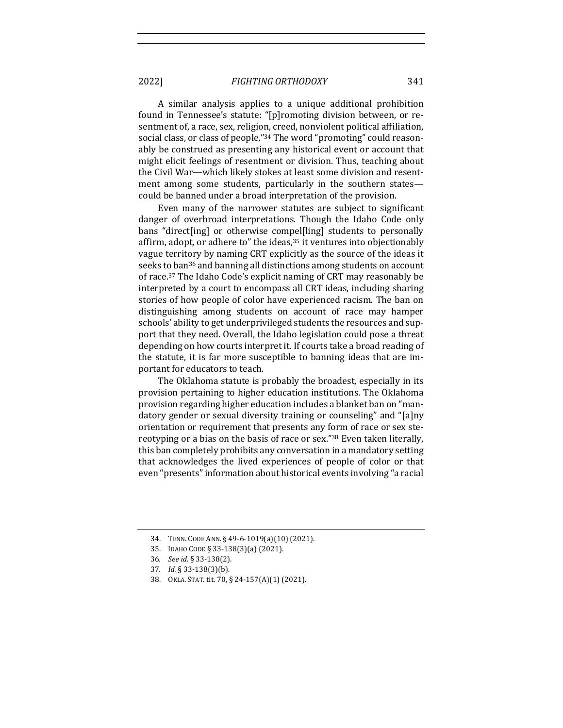A similar analysis applies to a unique additional prohibition found in Tennessee's statute: "[p]romoting division between, or resentment of, a race, sex, religion, creed, nonviolent political affiliation, social class, or class of people."[34] The word "promoting" could reasonably be construed as presenting any historical event or account that might elicit feelings of resentment or division. Thus, teaching about the Civil War—which likely stokes at least some division and resentment among some students, particularly in the southern states—could be banned under a broad interpretation of the provision.

Even many of the narrower statutes are subject to significant danger of overbroad interpretations. Though the Idaho Code only bans "direct[ing] or otherwise compel[ling] students to personally affirm, adopt, or adhere to" the ideas,[35] it ventures into objectionably vague territory by naming CRT explicitly as the source of the ideas it seeks to ban[36] and banning all distinctions among students on account of race.[37] The Idaho Code's explicit naming of CRT may reasonably be interpreted by a court to encompass all CRT ideas, including sharing stories of how people of color have experienced racism. The ban on distinguishing among students on account of race may hamper schools' ability to get underprivileged students the resources and support that they need. Overall, the Idaho legislation could pose a threat depending on how courts interpret it. If courts take a broad reading of the statute, it is far more susceptible to banning ideas that are important for educators to teach.

The Oklahoma statute is probably the broadest, especially in its provision pertaining to higher education institutions. The Oklahoma provision regarding higher education includes a blanket ban on "mandatory gender or sexual diversity training or counseling" and "[a]ny orientation or requirement that presents any form of race or sex stereotyping or a bias on the basis of race or sex."[38] Even taken literally, this ban completely prohibits any conversation in a mandatory setting that acknowledges the lived experiences of people of color or that even "presents" information about historical events involving "a racial

---

34. TENN. CODE ANN. § 49-6-1019(a)(10) (2021).

35. IDAHO CODE § 33-138(3)(a) (2021).

36. *See id.* § 33-138(2).

37. *Id.* § 33-138(3)(b).

38. OKLA. STAT. tit. 70, § 24-157(A)(1) (2021).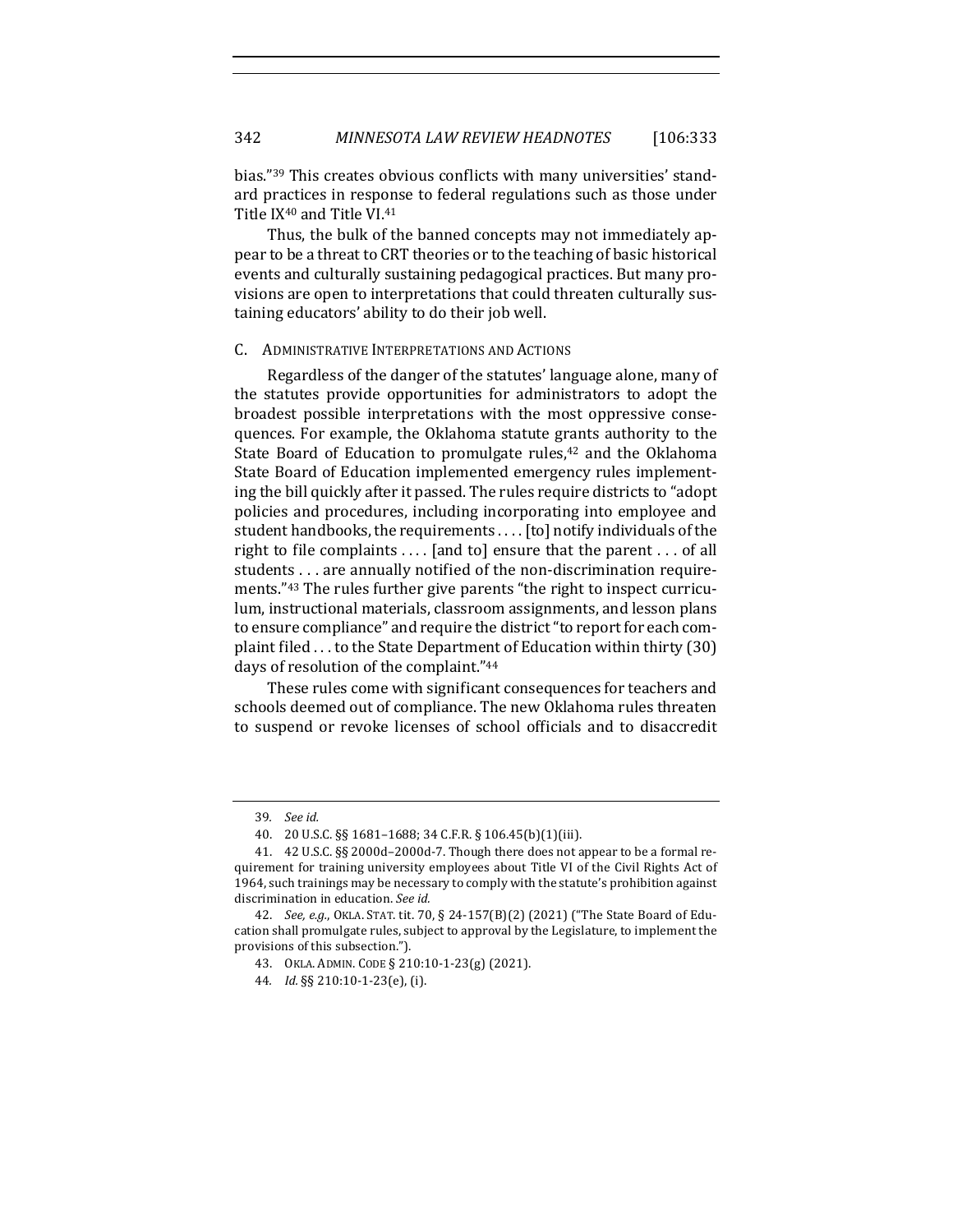bias."[39] This creates obvious conflicts with many universities' standard practices in response to federal regulations such as those under Title IX[40] and Title VI.[41]

Thus, the bulk of the banned concepts may not immediately appear to be a threat to CRT theories or to the teaching of basic historical events and culturally sustaining pedagogical practices. But many provisions are open to interpretations that could threaten culturally sustaining educators' ability to do their job well.

### C. Administrative Interpretations and Actions

Regardless of the danger of the statutes' language alone, many of the statutes provide opportunities for administrators to adopt the broadest possible interpretations with the most oppressive consequences. For example, the Oklahoma statute grants authority to the State Board of Education to promulgate rules,[42] and the Oklahoma State Board of Education implemented emergency rules implementing the bill quickly after it passed. The rules require districts to "adopt policies and procedures, including incorporating into employee and student handbooks, the requirements . . . . [to] notify individuals of the right to file complaints . . . . [and to] ensure that the parent . . . of all students . . . are annually notified of the non-discrimination requirements."[43] The rules further give parents "the right to inspect curriculum, instructional materials, classroom assignments, and lesson plans to ensure compliance" and require the district "to report for each complaint filed . . . to the State Department of Education within thirty (30) days of resolution of the complaint."[44]

These rules come with significant consequences for teachers and schools deemed out of compliance. The new Oklahoma rules threaten to suspend or revoke licenses of school officials and to disaccredit

---

39. *See id.*

40. 20 U.S.C. §§ 1681–1688; 34 C.F.R. § 106.45(b)(1)(iii).

41. 42 U.S.C. §§ 2000d–2000d-7. Though there does not appear to be a formal requirement for training university employees about Title VI of the Civil Rights Act of 1964, such trainings may be necessary to comply with the statute's prohibition against discrimination in education. *See id.*

42. *See, e.g.*, OKLA. STAT. tit. 70, § 24-157(B)(2) (2021) ("The State Board of Education shall promulgate rules, subject to approval by the Legislature, to implement the provisions of this subsection.").

43. OKLA. ADMIN. CODE § 210:10-1-23(g) (2021).

44. *Id.* §§ 210:10-1-23(e), (i).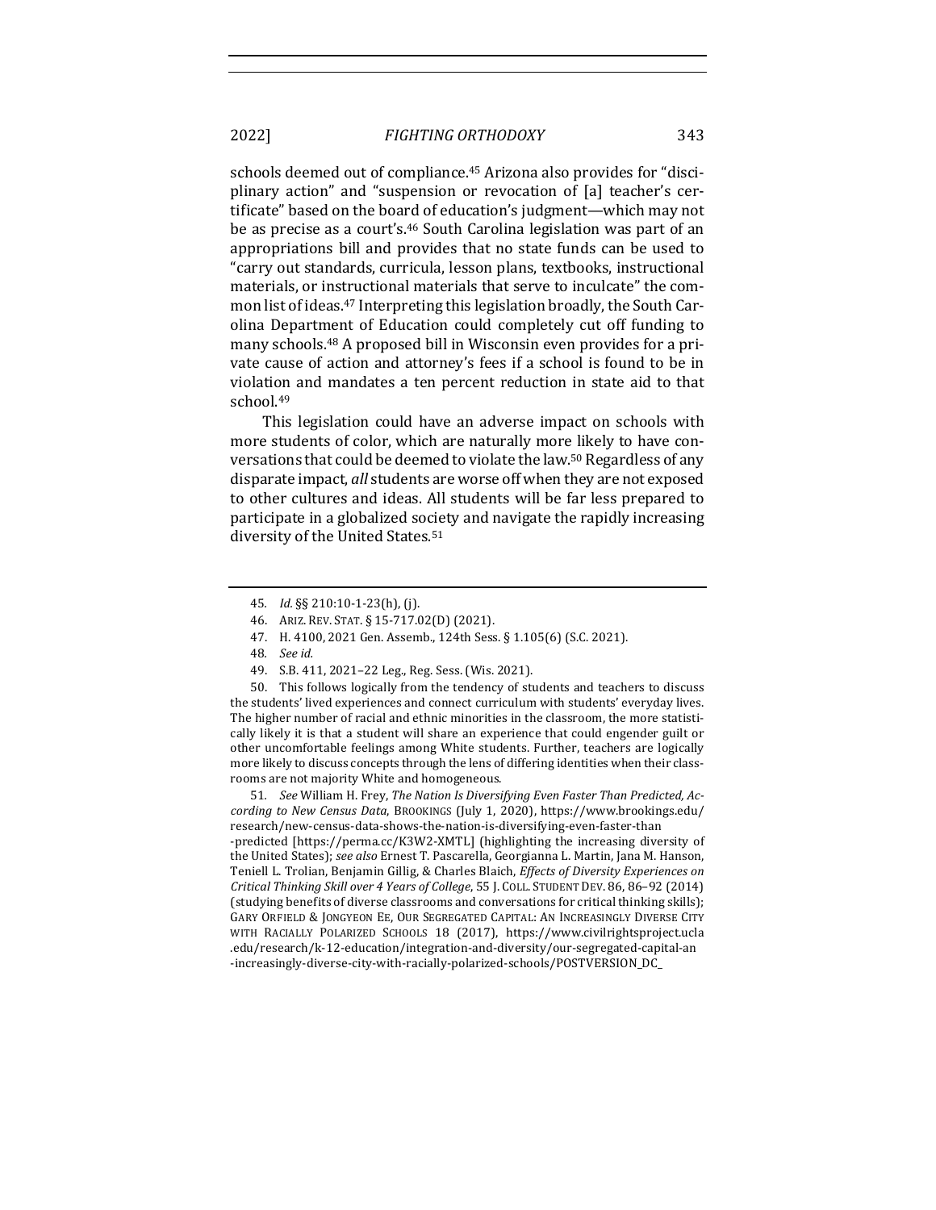schools deemed out of compliance.[45] Arizona also provides for "disciplinary action" and "suspension or revocation of [a] teacher's certificate" based on the board of education's judgment—which may not be as precise as a court's.[46] South Carolina legislation was part of an appropriations bill and provides that no state funds can be used to "carry out standards, curricula, lesson plans, textbooks, instructional materials, or instructional materials that serve to inculcate" the common list of ideas.[47] Interpreting this legislation broadly, the South Carolina Department of Education could completely cut off funding to many schools.[48] A proposed bill in Wisconsin even provides for a private cause of action and attorney's fees if a school is found to be in violation and mandates a ten percent reduction in state aid to that school.[49]

This legislation could have an adverse impact on schools with more students of color, which are naturally more likely to have conversations that could be deemed to violate the law.[50] Regardless of any disparate impact, *all* students are worse off when they are not exposed to other cultures and ideas. All students will be far less prepared to participate in a globalized society and navigate the rapidly increasing diversity of the United States.[51]

---

45. *Id.* §§ 210:10-1-23(h), (j).

46. ARIZ. REV. STAT. § 15-717.02(D) (2021).

47. H. 4100, 2021 Gen. Assemb., 124th Sess. § 1.105(6) (S.C. 2021).

48. *See id.*

49. S.B. 411, 2021–22 Leg., Reg. Sess. (Wis. 2021).

50. This follows logically from the tendency of students and teachers to discuss the students' lived experiences and connect curriculum with students' everyday lives. The higher number of racial and ethnic minorities in the classroom, the more statistically likely it is that a student will share an experience that could engender guilt or other uncomfortable feelings among White students. Further, teachers are logically more likely to discuss concepts through the lens of differing identities when their classrooms are not majority White and homogeneous.

51. *See* William H. Frey, *The Nation Is Diversifying Even Faster Than Predicted, According to New Census Data*, BROOKINGS (July 1, 2020), https://www.brookings.edu/research/new-census-data-shows-the-nation-is-diversifying-even-faster-than-predicted [https://perma.cc/K3W2-XMTL] (highlighting the increasing diversity of the United States); *see also* Ernest T. Pascarella, Georgianna L. Martin, Jana M. Hanson, Teniell L. Trolian, Benjamin Gillig, & Charles Blaich, *Effects of Diversity Experiences on Critical Thinking Skill over 4 Years of College*, 55 J. COLL. STUDENT DEV. 86, 86–92 (2014) (studying benefits of diverse classrooms and conversations for critical thinking skills); GARY ORFIELD & JONGYEON EE, OUR SEGREGATED CAPITAL: AN INCREASINGLY DIVERSE CITY WITH RACIALLY POLARIZED SCHOOLS 18 (2017), https://www.civilrightsproject.ucla.edu/research/k-12-education/integration-and-diversity/our-segregated-capital-an-increasingly-diverse-city-with-racially-polarized-schools/POSTVERSION_DC_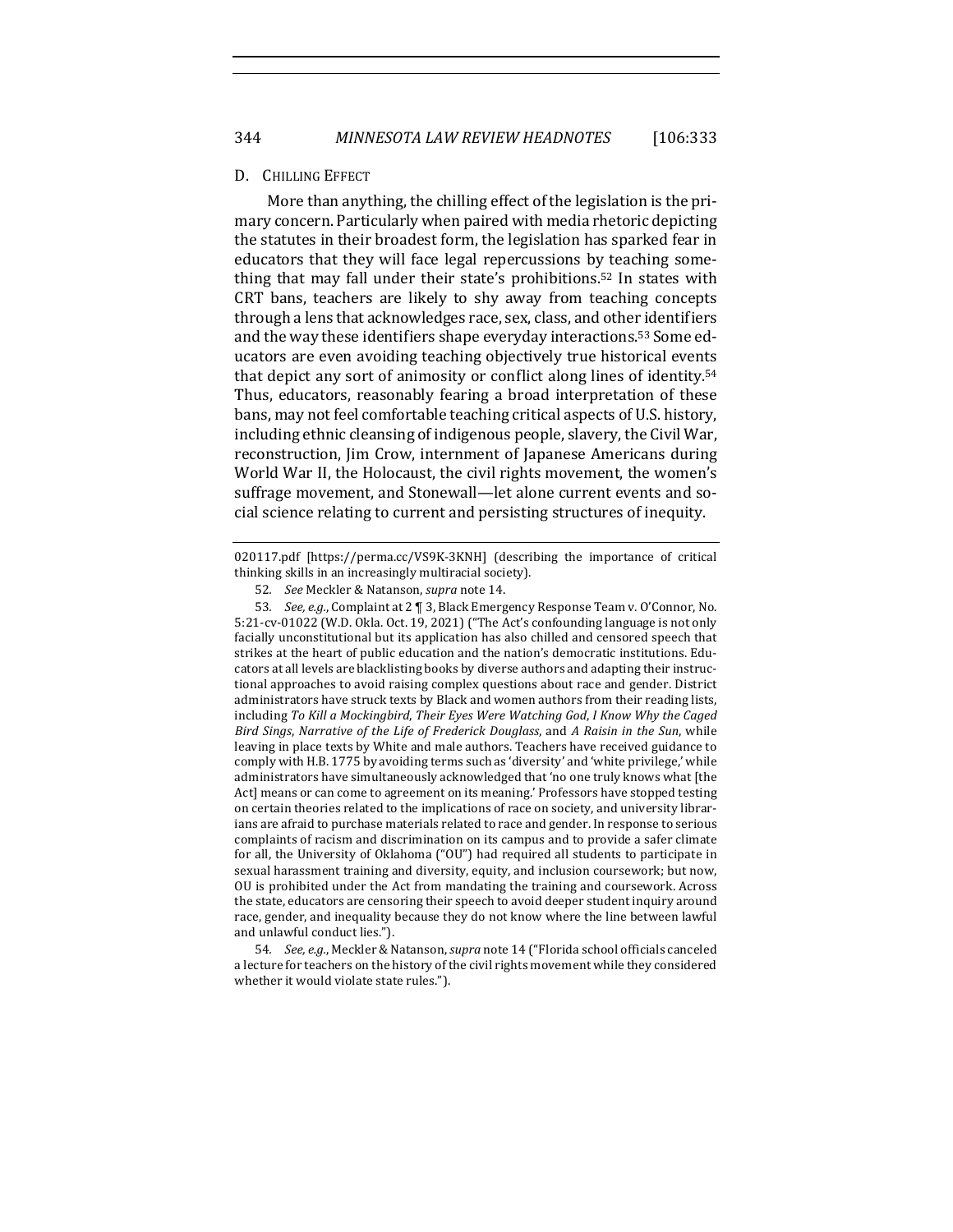### D. Chilling Effect

More than anything, the chilling effect of the legislation is the primary concern. Particularly when paired with media rhetoric depicting the statutes in their broadest form, the legislation has sparked fear in educators that they will face legal repercussions by teaching something that may fall under their state's prohibitions.[52] In states with CRT bans, teachers are likely to shy away from teaching concepts through a lens that acknowledges race, sex, class, and other identifiers and the way these identifiers shape everyday interactions.[53] Some educators are even avoiding teaching objectively true historical events that depict any sort of animosity or conflict along lines of identity.[54] Thus, educators, reasonably fearing a broad interpretation of these bans, may not feel comfortable teaching critical aspects of U.S. history, including ethnic cleansing of indigenous people, slavery, the Civil War, reconstruction, Jim Crow, internment of Japanese Americans during World War II, the Holocaust, the civil rights movement, the women's suffrage movement, and Stonewall—let alone current events and social science relating to current and persisting structures of inequity.

---

020117.pdf [https://perma.cc/VS9K-3KNH] (describing the importance of critical thinking skills in an increasingly multiracial society).

52. *See* Meckler & Natanson, *supra* note 14.

53. *See, e.g.*, Complaint at 2 ¶ 3, Black Emergency Response Team v. O'Connor, No. 5:21-cv-01022 (W.D. Okla. Oct. 19, 2021) ("The Act's confounding language is not only facially unconstitutional but its application has also chilled and censored speech that strikes at the heart of public education and the nation's democratic institutions. Educators at all levels are blacklisting books by diverse authors and adapting their instructional approaches to avoid raising complex questions about race and gender. District administrators have struck texts by Black and women authors from their reading lists, including *To Kill a Mockingbird*, *Their Eyes Were Watching God*, *I Know Why the Caged Bird Sings*, *Narrative of the Life of Frederick Douglass*, and *A Raisin in the Sun*, while leaving in place texts by White and male authors. Teachers have received guidance to comply with H.B. 1775 by avoiding terms such as 'diversity' and 'white privilege,' while administrators have simultaneously acknowledged that 'no one truly knows what [the Act] means or can come to agreement on its meaning.' Professors have stopped testing on certain theories related to the implications of race on society, and university librarians are afraid to purchase materials related to race and gender. In response to serious complaints of racism and discrimination on its campus and to provide a safer climate for all, the University of Oklahoma ("OU") had required all students to participate in sexual harassment training and diversity, equity, and inclusion coursework; but now, OU is prohibited under the Act from mandating the training and coursework. Across the state, educators are censoring their speech to avoid deeper student inquiry around race, gender, and inequality because they do not know where the line between lawful and unlawful conduct lies.").

54. *See, e.g.*, Meckler & Natanson, *supra* note 14 ("Florida school officials canceled a lecture for teachers on the history of the civil rights movement while they considered whether it would violate state rules.").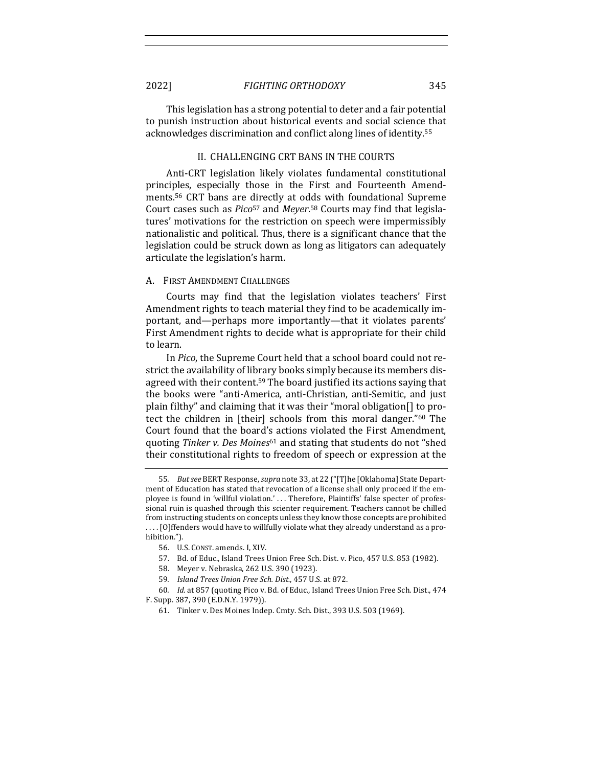This legislation has a strong potential to deter and a fair potential to punish instruction about historical events and social science that acknowledges discrimination and conflict along lines of identity.[55]

## II. CHALLENGING CRT BANS IN THE COURTS

Anti-CRT legislation likely violates fundamental constitutional principles, especially those in the First and Fourteenth Amendments.[56] CRT bans are directly at odds with foundational Supreme Court cases such as *Pico*[57] and *Meyer*.[58] Courts may find that legislatures' motivations for the restriction on speech were impermissibly nationalistic and political. Thus, there is a significant chance that the legislation could be struck down as long as litigators can adequately articulate the legislation's harm.

### A. FIRST AMENDMENT CHALLENGES

Courts may find that the legislation violates teachers' First Amendment rights to teach material they find to be academically important, and—perhaps more importantly—that it violates parents' First Amendment rights to decide what is appropriate for their child to learn.

In *Pico*, the Supreme Court held that a school board could not restrict the availability of library books simply because its members disagreed with their content.[59] The board justified its actions saying that the books were "anti-America, anti-Christian, anti-Semitic, and just plain filthy" and claiming that it was their "moral obligation[] to protect the children in [their] schools from this moral danger."[60] The Court found that the board's actions violated the First Amendment, quoting *Tinker v. Des Moines*[61] and stating that students do not "shed their constitutional rights to freedom of speech or expression at the

---

55. *But see* BERT Response, *supra* note 33, at 22 ("[T]he [Oklahoma] State Department of Education has stated that revocation of a license shall only proceed if the employee is found in 'willful violation.' . . . Therefore, Plaintiffs' false specter of professional ruin is quashed through this scienter requirement. Teachers cannot be chilled from instructing students on concepts unless they know those concepts are prohibited . . . . [O]ffenders would have to willfully violate what they already understand as a prohibition.").

56. U.S. CONST. amends. I, XIV.

57. Bd. of Educ., Island Trees Union Free Sch. Dist. v. Pico, 457 U.S. 853 (1982).

58. Meyer v. Nebraska, 262 U.S. 390 (1923).

59. *Island Trees Union Free Sch. Dist.*, 457 U.S. at 872.

60. *Id.* at 857 (quoting Pico v. Bd. of Educ., Island Trees Union Free Sch. Dist., 474 F. Supp. 387, 390 (E.D.N.Y. 1979)).

61. Tinker v. Des Moines Indep. Cmty. Sch. Dist., 393 U.S. 503 (1969).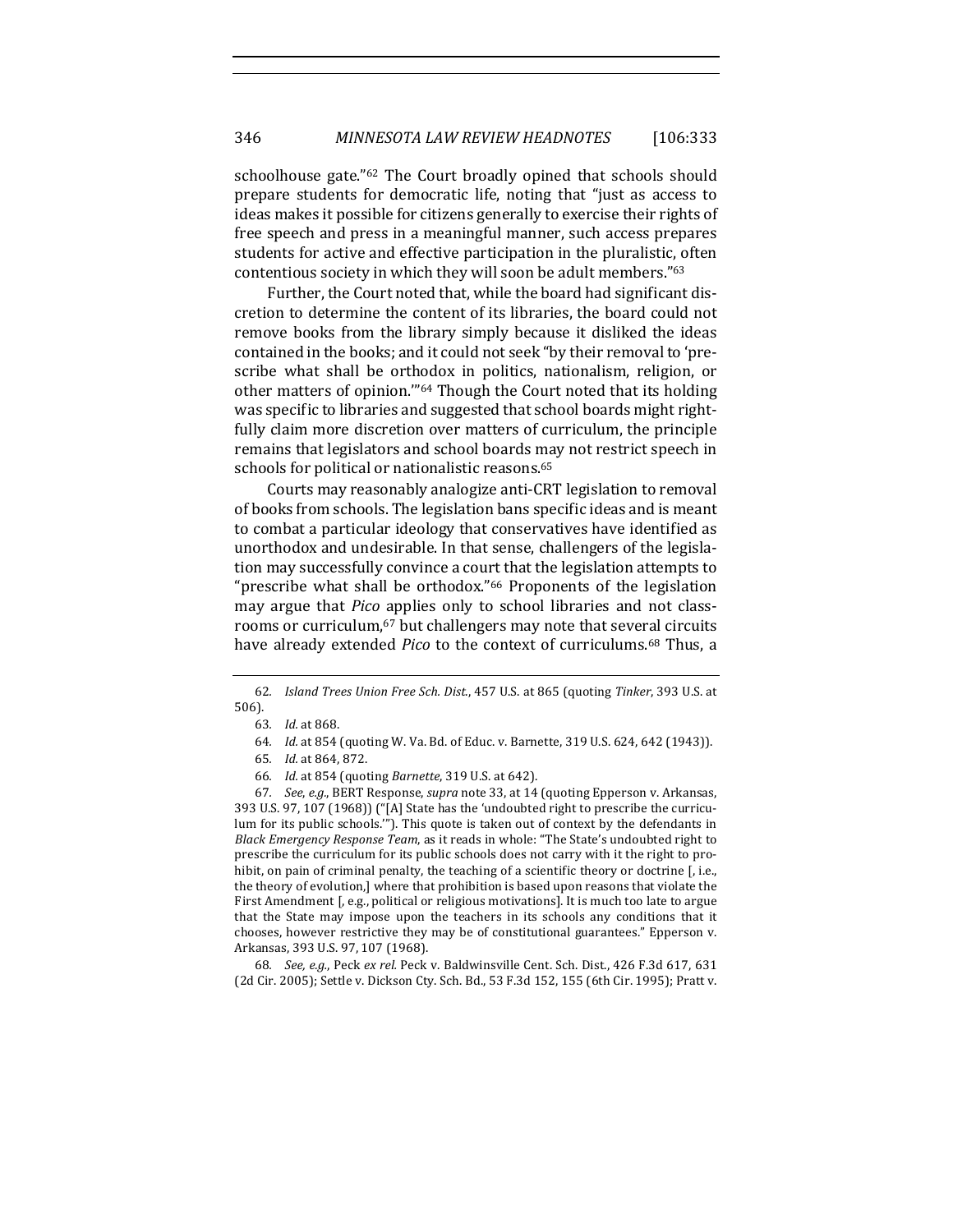schoolhouse gate."[62] The Court broadly opined that schools should prepare students for democratic life, noting that "just as access to ideas makes it possible for citizens generally to exercise their rights of free speech and press in a meaningful manner, such access prepares students for active and effective participation in the pluralistic, often contentious society in which they will soon be adult members."[63]

Further, the Court noted that, while the board had significant discretion to determine the content of its libraries, the board could not remove books from the library simply because it disliked the ideas contained in the books; and it could not seek "by their removal to 'prescribe what shall be orthodox in politics, nationalism, religion, or other matters of opinion.'"[64] Though the Court noted that its holding was specific to libraries and suggested that school boards might rightfully claim more discretion over matters of curriculum, the principle remains that legislators and school boards may not restrict speech in schools for political or nationalistic reasons.[65]

Courts may reasonably analogize anti-CRT legislation to removal of books from schools. The legislation bans specific ideas and is meant to combat a particular ideology that conservatives have identified as unorthodox and undesirable. In that sense, challengers of the legislation may successfully convince a court that the legislation attempts to "prescribe what shall be orthodox."[66] Proponents of the legislation may argue that *Pico* applies only to school libraries and not classrooms or curriculum,[67] but challengers may note that several circuits have already extended *Pico* to the context of curriculums.[68] Thus, a

---

62. *Island Trees Union Free Sch. Dist.*, 457 U.S. at 865 (quoting *Tinker*, 393 U.S. at 506).

63. *Id.* at 868.

64. *Id.* at 854 (quoting W. Va. Bd. of Educ. v. Barnette, 319 U.S. 624, 642 (1943)).

65. *Id.* at 864, 872.

66. *Id.* at 854 (quoting *Barnette*, 319 U.S. at 642).

67. *See, e.g.*, BERT Response, *supra* note 33, at 14 (quoting Epperson v. Arkansas, 393 U.S. 97, 107 (1968)) ("[A] State has the 'undoubted right to prescribe the curriculum for its public schools.'"). This quote is taken out of context by the defendants in *Black Emergency Response Team*, as it reads in whole: "The State's undoubted right to prescribe the curriculum for its public schools does not carry with it the right to prohibit, on pain of criminal penalty, the teaching of a scientific theory or doctrine [, i.e., the theory of evolution,] where that prohibition is based upon reasons that violate the First Amendment [, e.g., political or religious motivations]. It is much too late to argue that the State may impose upon the teachers in its schools any conditions that it chooses, however restrictive they may be of constitutional guarantees." Epperson v. Arkansas, 393 U.S. 97, 107 (1968).

68. *See, e.g.*, Peck *ex rel.* Peck v. Baldwinsville Cent. Sch. Dist., 426 F.3d 617, 631 (2d Cir. 2005); Settle v. Dickson Cty. Sch. Bd., 53 F.3d 152, 155 (6th Cir. 1995); Pratt v.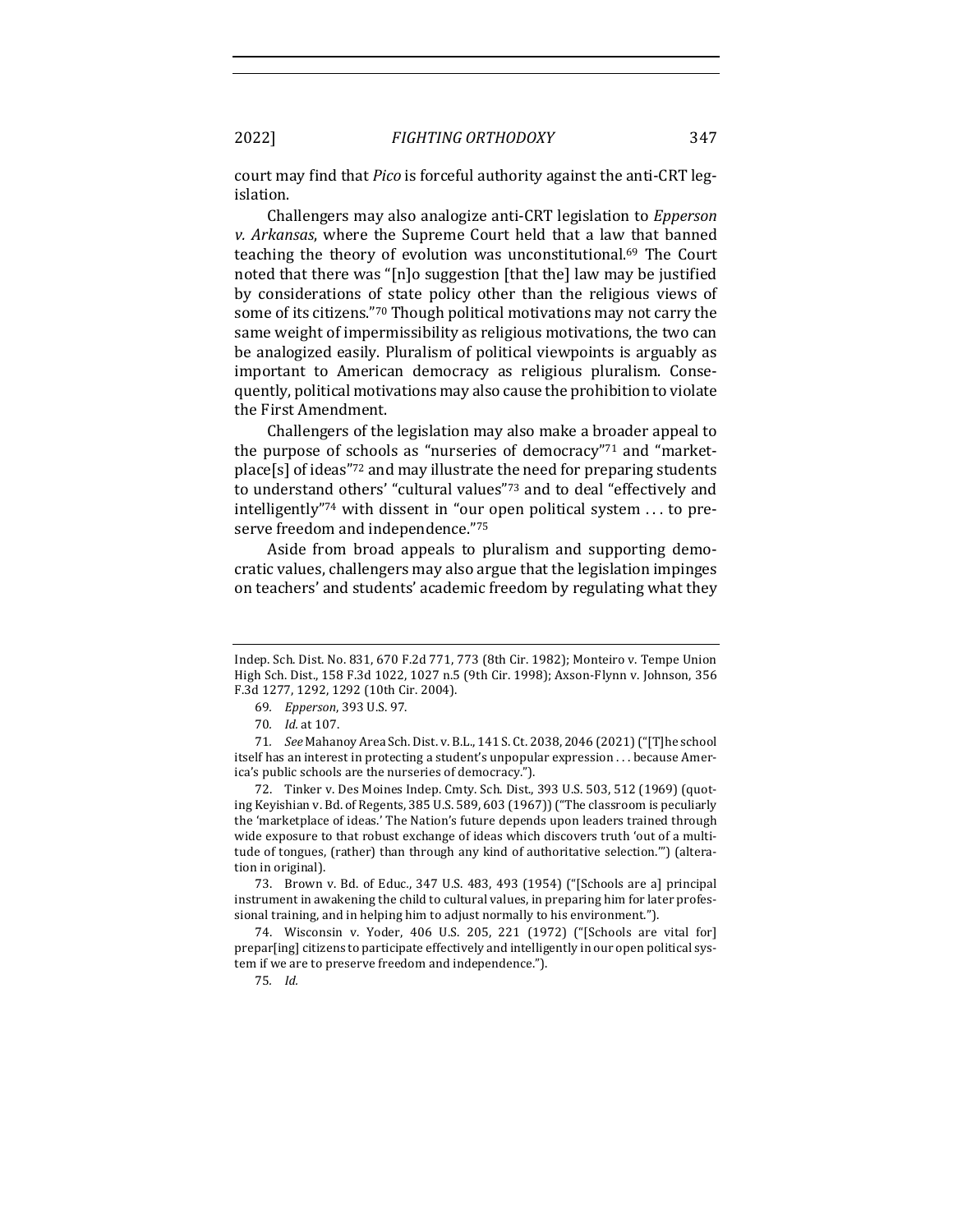court may find that *Pico* is forceful authority against the anti-CRT legislation.

Challengers may also analogize anti-CRT legislation to *Epperson v. Arkansas*, where the Supreme Court held that a law that banned teaching the theory of evolution was unconstitutional.[69] The Court noted that there was "[n]o suggestion [that the] law may be justified by considerations of state policy other than the religious views of some of its citizens."[70] Though political motivations may not carry the same weight of impermissibility as religious motivations, the two can be analogized easily. Pluralism of political viewpoints is arguably as important to American democracy as religious pluralism. Consequently, political motivations may also cause the prohibition to violate the First Amendment.

Challengers of the legislation may also make a broader appeal to the purpose of schools as "nurseries of democracy"[71] and "marketplace[s] of ideas"[72] and may illustrate the need for preparing students to understand others' "cultural values"[73] and to deal "effectively and intelligently"[74] with dissent in "our open political system . . . to preserve freedom and independence."[75]

Aside from broad appeals to pluralism and supporting democratic values, challengers may also argue that the legislation impinges on teachers' and students' academic freedom by regulating what they

---

Indep. Sch. Dist. No. 831, 670 F.2d 771, 773 (8th Cir. 1982); Monteiro v. Tempe Union High Sch. Dist., 158 F.3d 1022, 1027 n.5 (9th Cir. 1998); Axson-Flynn v. Johnson, 356 F.3d 1277, 1292, 1292 (10th Cir. 2004).

69. *Epperson*, 393 U.S. 97.

70. *Id.* at 107.

71. *See* Mahanoy Area Sch. Dist. v. B.L., 141 S. Ct. 2038, 2046 (2021) ("[T]he school itself has an interest in protecting a student's unpopular expression . . . because America's public schools are the nurseries of democracy.").

72. Tinker v. Des Moines Indep. Cmty. Sch. Dist., 393 U.S. 503, 512 (1969) (quoting Keyishian v. Bd. of Regents, 385 U.S. 589, 603 (1967)) ("The classroom is peculiarly the 'marketplace of ideas.' The Nation's future depends upon leaders trained through wide exposure to that robust exchange of ideas which discovers truth 'out of a multitude of tongues, (rather) than through any kind of authoritative selection.'") (alteration in original).

73. Brown v. Bd. of Educ., 347 U.S. 483, 493 (1954) ("[Schools are a] principal instrument in awakening the child to cultural values, in preparing him for later professional training, and in helping him to adjust normally to his environment.").

74. Wisconsin v. Yoder, 406 U.S. 205, 221 (1972) ("[Schools are vital for] prepar[ing] citizens to participate effectively and intelligently in our open political system if we are to preserve freedom and independence.").

75. *Id.*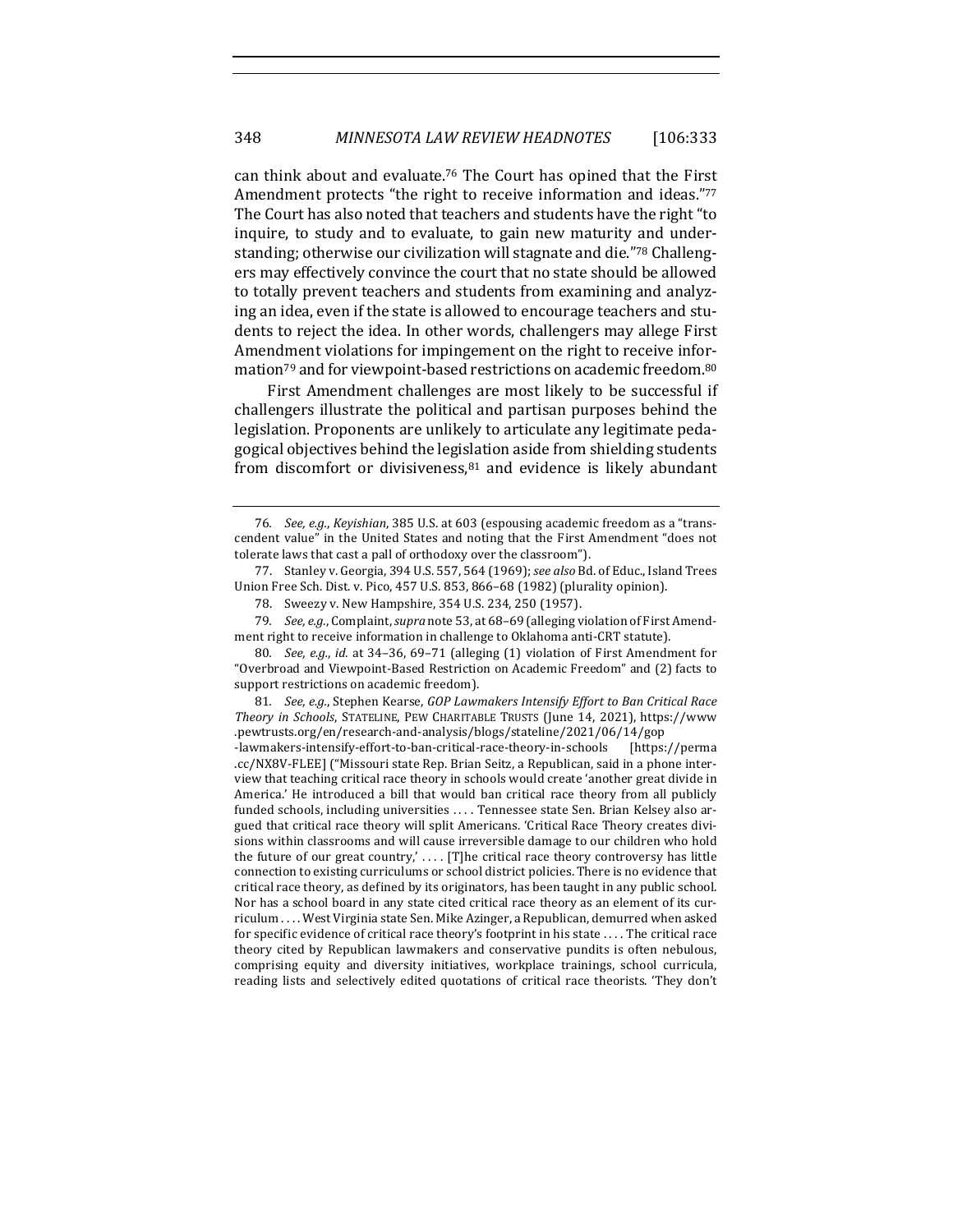can think about and evaluate.[76] The Court has opined that the First Amendment protects "the right to receive information and ideas."[77] The Court has also noted that teachers and students have the right "to inquire, to study and to evaluate, to gain new maturity and understanding; otherwise our civilization will stagnate and die."[78] Challengers may effectively convince the court that no state should be allowed to totally prevent teachers and students from examining and analyzing an idea, even if the state is allowed to encourage teachers and students to reject the idea. In other words, challengers may allege First Amendment violations for impingement on the right to receive information[79] and for viewpoint-based restrictions on academic freedom.[80]

First Amendment challenges are most likely to be successful if challengers illustrate the political and partisan purposes behind the legislation. Proponents are unlikely to articulate any legitimate pedagogical objectives behind the legislation aside from shielding students from discomfort or divisiveness,[81] and evidence is likely abundant

---

76. *See, e.g.*, *Keyishian*, 385 U.S. at 603 (espousing academic freedom as a "transcendent value" in the United States and noting that the First Amendment "does not tolerate laws that cast a pall of orthodoxy over the classroom").

77. Stanley v. Georgia, 394 U.S. 557, 564 (1969); *see also* Bd. of Educ., Island Trees Union Free Sch. Dist. v. Pico, 457 U.S. 853, 866–68 (1982) (plurality opinion).

78. Sweezy v. New Hampshire, 354 U.S. 234, 250 (1957).

79. *See, e.g.*, Complaint, *supra* note 53, at 68–69 (alleging violation of First Amendment right to receive information in challenge to Oklahoma anti-CRT statute).

80. *See, e.g.*, *id.* at 34–36, 69–71 (alleging (1) violation of First Amendment for "Overbroad and Viewpoint-Based Restriction on Academic Freedom" and (2) facts to support restrictions on academic freedom).

81. *See, e.g.*, Stephen Kearse, *GOP Lawmakers Intensify Effort to Ban Critical Race Theory in Schools*, STATELINE, PEW CHARITABLE TRUSTS (June 14, 2021), https://www.pewtrusts.org/en/research-and-analysis/blogs/stateline/2021/06/14/gop-lawmakers-intensify-effort-to-ban-critical-race-theory-in-schools [https://perma.cc/NX8V-FLEE] ("Missouri state Rep. Brian Seitz, a Republican, said in a phone interview that teaching critical race theory in schools would create 'another great divide in America.' He introduced a bill that would ban critical race theory from all publicly funded schools, including universities . . . . Tennessee state Sen. Brian Kelsey also argued that critical race theory will split Americans. 'Critical Race Theory creates divisions within classrooms and will cause irreversible damage to our children who hold the future of our great country,' . . . . [T]he critical race theory controversy has little connection to existing curriculums or school district policies. There is no evidence that critical race theory, as defined by its originators, has been taught in any public school. Nor has a school board in any state cited critical race theory as an element of its curriculum . . . . West Virginia state Sen. Mike Azinger, a Republican, demurred when asked for specific evidence of critical race theory's footprint in his state . . . . The critical race theory cited by Republican lawmakers and conservative pundits is often nebulous, comprising equity and diversity initiatives, workplace trainings, school curricula, reading lists and selectively edited quotations of critical race theorists. 'They don't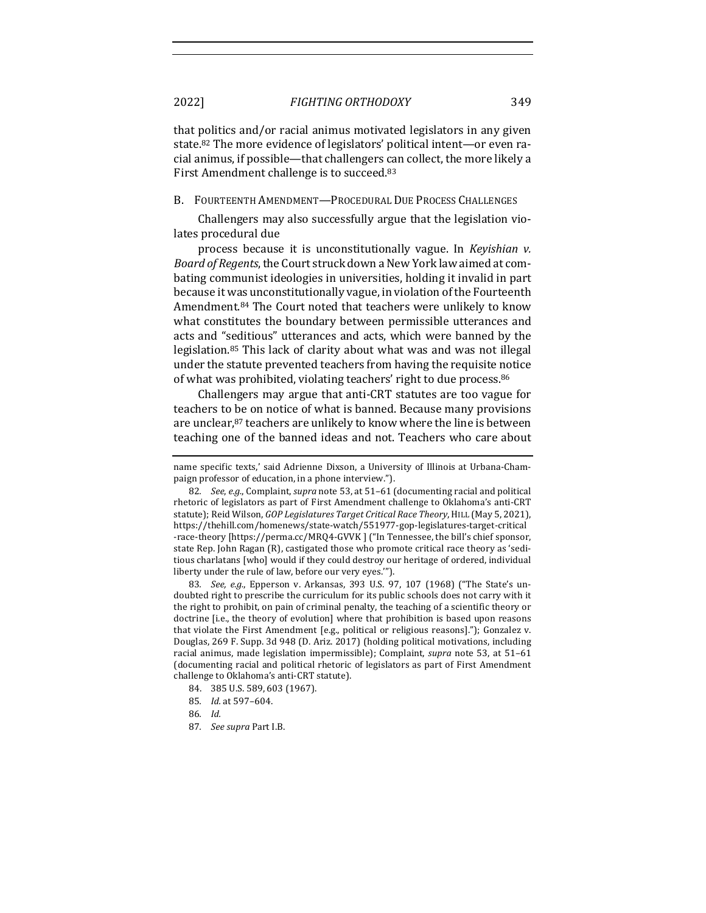that politics and/or racial animus motivated legislators in any given state.[82] The more evidence of legislators' political intent—or even racial animus, if possible—that challengers can collect, the more likely a First Amendment challenge is to succeed.[83]

### B. Fourteenth Amendment—Procedural Due Process Challenges

Challengers may also successfully argue that the legislation violates procedural due

process because it is unconstitutionally vague. In *Keyishian v. Board of Regents*, the Court struck down a New York law aimed at combating communist ideologies in universities, holding it invalid in part because it was unconstitutionally vague, in violation of the Fourteenth Amendment.[84] The Court noted that teachers were unlikely to know what constitutes the boundary between permissible utterances and acts and "seditious" utterances and acts, which were banned by the legislation.[85] This lack of clarity about what was and was not illegal under the statute prevented teachers from having the requisite notice of what was prohibited, violating teachers' right to due process.[86]

Challengers may argue that anti-CRT statutes are too vague for teachers to be on notice of what is banned. Because many provisions are unclear,[87] teachers are unlikely to know where the line is between teaching one of the banned ideas and not. Teachers who care about

---

name specific texts,' said Adrienne Dixson, a University of Illinois at Urbana-Champaign professor of education, in a phone interview.").

82. *See, e.g.*, Complaint, *supra* note 53, at 51–61 (documenting racial and political rhetoric of legislators as part of First Amendment challenge to Oklahoma's anti-CRT statute); Reid Wilson, *GOP Legislatures Target Critical Race Theory*, HILL (May 5, 2021), https://thehill.com/homenews/state-watch/551977-gop-legislatures-target-critical-race-theory [https://perma.cc/MRQ4-GVVK ] ("In Tennessee, the bill's chief sponsor, state Rep. John Ragan (R), castigated those who promote critical race theory as 'seditious charlatans [who] would if they could destroy our heritage of ordered, individual liberty under the rule of law, before our very eyes.'").

83. *See, e.g.*, Epperson v. Arkansas, 393 U.S. 97, 107 (1968) ("The State's undoubted right to prescribe the curriculum for its public schools does not carry with it the right to prohibit, on pain of criminal penalty, the teaching of a scientific theory or doctrine [i.e., the theory of evolution] where that prohibition is based upon reasons that violate the First Amendment [e.g., political or religious reasons]."); Gonzalez v. Douglas, 269 F. Supp. 3d 948 (D. Ariz. 2017) (holding political motivations, including racial animus, made legislation impermissible); Complaint, *supra* note 53, at 51–61 (documenting racial and political rhetoric of legislators as part of First Amendment challenge to Oklahoma's anti-CRT statute).

84. 385 U.S. 589, 603 (1967).

85. *Id.* at 597–604.

86. *Id.*

87. *See supra* Part I.B.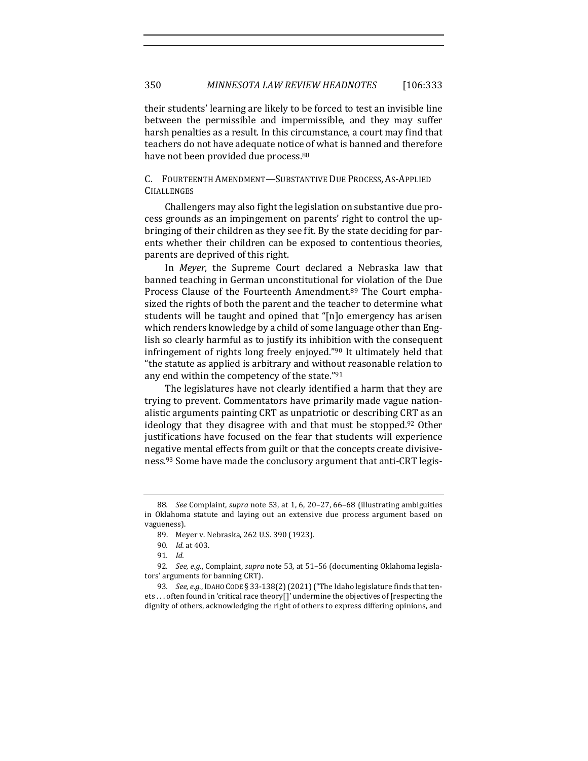their students' learning are likely to be forced to test an invisible line between the permissible and impermissible, and they may suffer harsh penalties as a result. In this circumstance, a court may find that teachers do not have adequate notice of what is banned and therefore have not been provided due process.[88]

### C. Fourteenth Amendment—Substantive Due Process, As-Applied Challenges

Challengers may also fight the legislation on substantive due process grounds as an impingement on parents' right to control the upbringing of their children as they see fit. By the state deciding for parents whether their children can be exposed to contentious theories, parents are deprived of this right.

In *Meyer*, the Supreme Court declared a Nebraska law that banned teaching in German unconstitutional for violation of the Due Process Clause of the Fourteenth Amendment.[89] The Court emphasized the rights of both the parent and the teacher to determine what students will be taught and opined that "[n]o emergency has arisen which renders knowledge by a child of some language other than English so clearly harmful as to justify its inhibition with the consequent infringement of rights long freely enjoyed."[90] It ultimately held that "the statute as applied is arbitrary and without reasonable relation to any end within the competency of the state."[91]

The legislatures have not clearly identified a harm that they are trying to prevent. Commentators have primarily made vague nationalistic arguments painting CRT as unpatriotic or describing CRT as an ideology that they disagree with and that must be stopped.[92] Other justifications have focused on the fear that students will experience negative mental effects from guilt or that the concepts create divisiveness.[93] Some have made the conclusory argument that anti-CRT legis-

---

88. *See* Complaint, *supra* note 53, at 1, 6, 20–27, 66–68 (illustrating ambiguities in Oklahoma statute and laying out an extensive due process argument based on vagueness).

89. Meyer v. Nebraska, 262 U.S. 390 (1923).

90. *Id.* at 403.

91. *Id.*

92. *See, e.g.*, Complaint, *supra* note 53, at 51–56 (documenting Oklahoma legislators' arguments for banning CRT).

93. *See, e.g.*, IDAHO CODE § 33-138(2) (2021) ("The Idaho legislature finds that tenets . . . often found in 'critical race theory[]' undermine the objectives of [respecting the dignity of others, acknowledging the right of others to express differing opinions, and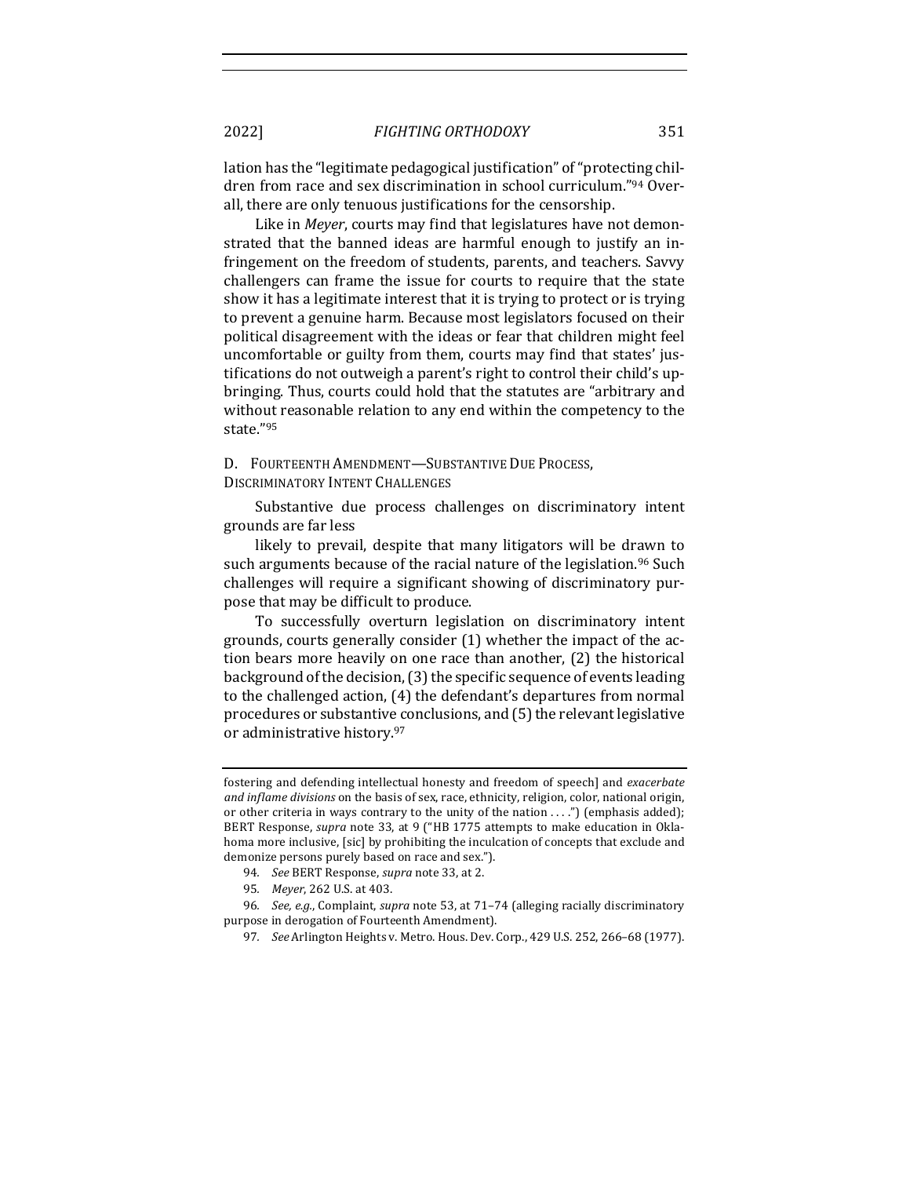lation has the "legitimate pedagogical justification" of "protecting children from race and sex discrimination in school curriculum."[94] Overall, there are only tenuous justifications for the censorship.

Like in *Meyer*, courts may find that legislatures have not demonstrated that the banned ideas are harmful enough to justify an infringement on the freedom of students, parents, and teachers. Savvy challengers can frame the issue for courts to require that the state show it has a legitimate interest that it is trying to protect or is trying to prevent a genuine harm. Because most legislators focused on their political disagreement with the ideas or fear that children might feel uncomfortable or guilty from them, courts may find that states' justifications do not outweigh a parent's right to control their child's upbringing. Thus, courts could hold that the statutes are "arbitrary and without reasonable relation to any end within the competency to the state."[95]

### D. Fourteenth Amendment—Substantive Due Process, Discriminatory Intent Challenges

Substantive due process challenges on discriminatory intent grounds are far less

likely to prevail, despite that many litigators will be drawn to such arguments because of the racial nature of the legislation.[96] Such challenges will require a significant showing of discriminatory purpose that may be difficult to produce.

To successfully overturn legislation on discriminatory intent grounds, courts generally consider (1) whether the impact of the action bears more heavily on one race than another, (2) the historical background of the decision, (3) the specific sequence of events leading to the challenged action, (4) the defendant's departures from normal procedures or substantive conclusions, and (5) the relevant legislative or administrative history.[97]

---

fostering and defending intellectual honesty and freedom of speech] and *exacerbate and inflame divisions* on the basis of sex, race, ethnicity, religion, color, national origin, or other criteria in ways contrary to the unity of the nation . . . .") (emphasis added); BERT Response, *supra* note 33, at 9 ("HB 1775 attempts to make education in Oklahoma more inclusive, [sic] by prohibiting the inculcation of concepts that exclude and demonize persons purely based on race and sex.").

94. *See* BERT Response, *supra* note 33, at 2.

95. *Meyer*, 262 U.S. at 403.

96. *See, e.g.*, Complaint, *supra* note 53, at 71–74 (alleging racially discriminatory purpose in derogation of Fourteenth Amendment).

97. *See* Arlington Heights v. Metro. Hous. Dev. Corp., 429 U.S. 252, 266–68 (1977).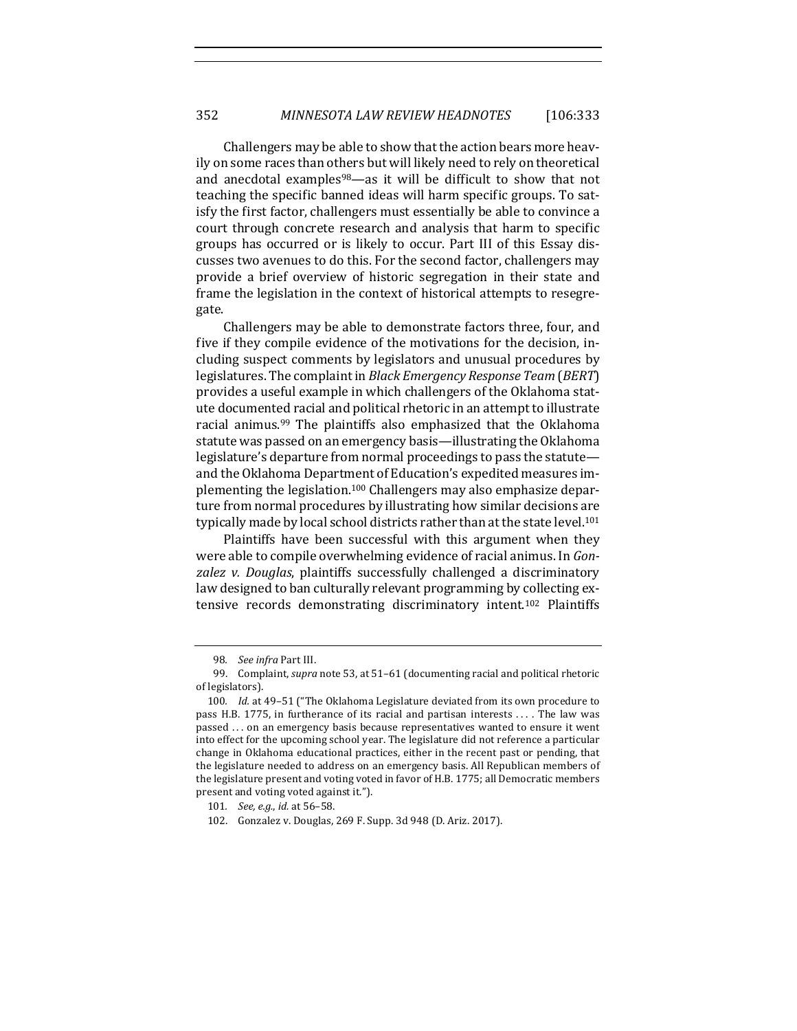Challengers may be able to show that the action bears more heavily on some races than others but will likely need to rely on theoretical and anecdotal examples[98]—as it will be difficult to show that not teaching the specific banned ideas will harm specific groups. To satisfy the first factor, challengers must essentially be able to convince a court through concrete research and analysis that harm to specific groups has occurred or is likely to occur. Part III of this Essay discusses two avenues to do this. For the second factor, challengers may provide a brief overview of historic segregation in their state and frame the legislation in the context of historical attempts to resegregate.

Challengers may be able to demonstrate factors three, four, and five if they compile evidence of the motivations for the decision, including suspect comments by legislators and unusual procedures by legislatures. The complaint in *Black Emergency Response Team* (*BERT*) provides a useful example in which challengers of the Oklahoma statute documented racial and political rhetoric in an attempt to illustrate racial animus.[99] The plaintiffs also emphasized that the Oklahoma statute was passed on an emergency basis—illustrating the Oklahoma legislature's departure from normal proceedings to pass the statute—and the Oklahoma Department of Education's expedited measures implementing the legislation.[100] Challengers may also emphasize departure from normal procedures by illustrating how similar decisions are typically made by local school districts rather than at the state level.[101]

Plaintiffs have been successful with this argument when they were able to compile overwhelming evidence of racial animus. In *Gonzalez v. Douglas*, plaintiffs successfully challenged a discriminatory law designed to ban culturally relevant programming by collecting extensive records demonstrating discriminatory intent.[102] Plaintiffs

---

98. *See infra* Part III.

99. Complaint, *supra* note 53, at 51–61 (documenting racial and political rhetoric of legislators).

100. *Id.* at 49–51 ("The Oklahoma Legislature deviated from its own procedure to pass H.B. 1775, in furtherance of its racial and partisan interests . . . . The law was passed . . . on an emergency basis because representatives wanted to ensure it went into effect for the upcoming school year. The legislature did not reference a particular change in Oklahoma educational practices, either in the recent past or pending, that the legislature needed to address on an emergency basis. All Republican members of the legislature present and voting voted in favor of H.B. 1775; all Democratic members present and voting voted against it.").

101. *See, e.g.*, *id.* at 56–58.

102. Gonzalez v. Douglas, 269 F. Supp. 3d 948 (D. Ariz. 2017).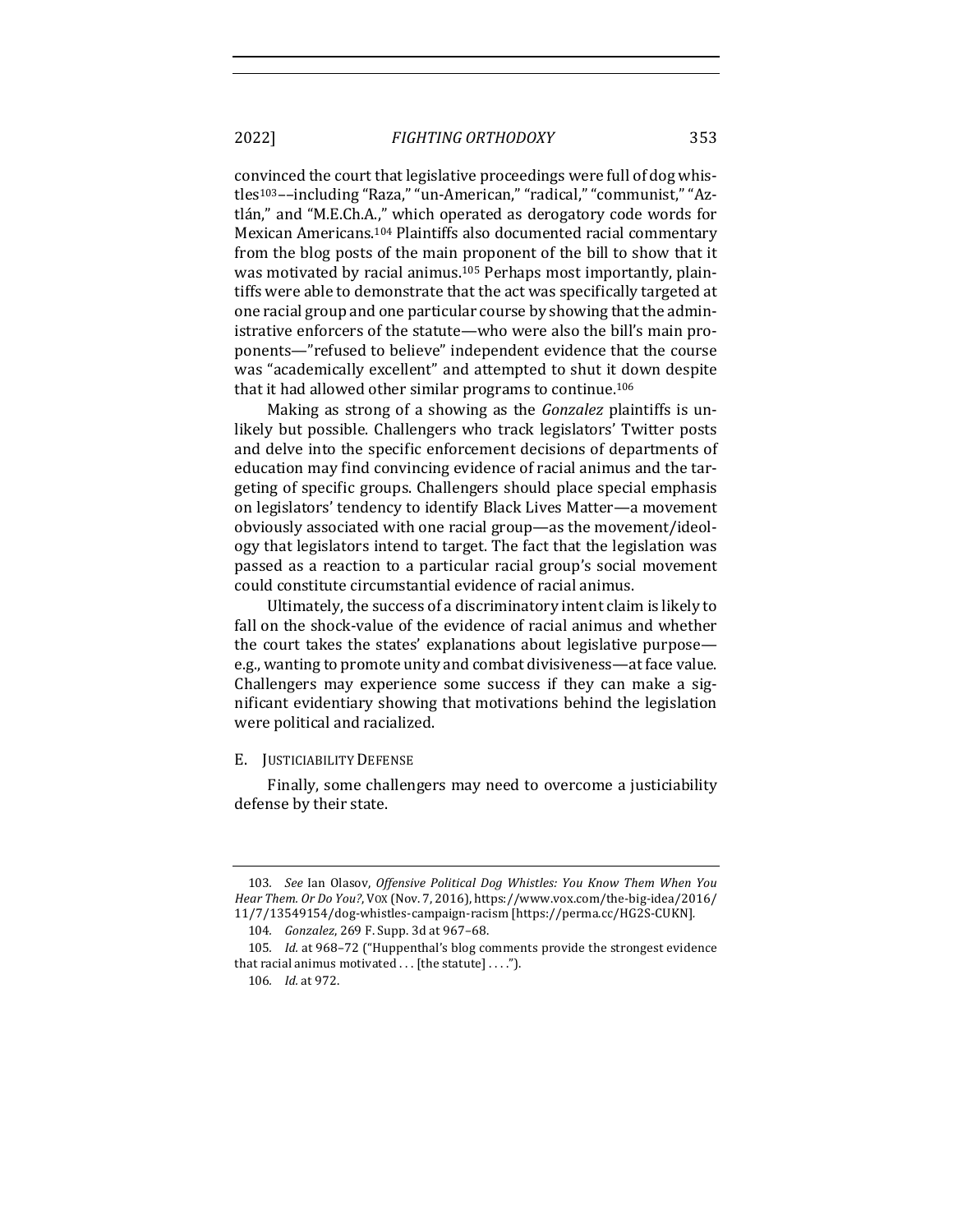convinced the court that legislative proceedings were full of dog whistles[103]––including "Raza," "un-American," "radical," "communist," "Aztlán," and "M.E.Ch.A.," which operated as derogatory code words for Mexican Americans.[104] Plaintiffs also documented racial commentary from the blog posts of the main proponent of the bill to show that it was motivated by racial animus.[105] Perhaps most importantly, plaintiffs were able to demonstrate that the act was specifically targeted at one racial group and one particular course by showing that the administrative enforcers of the statute—who were also the bill's main proponents—"refused to believe" independent evidence that the course was "academically excellent" and attempted to shut it down despite that it had allowed other similar programs to continue.[106]

Making as strong of a showing as the *Gonzalez* plaintiffs is unlikely but possible. Challengers who track legislators' Twitter posts and delve into the specific enforcement decisions of departments of education may find convincing evidence of racial animus and the targeting of specific groups. Challengers should place special emphasis on legislators' tendency to identify Black Lives Matter—a movement obviously associated with one racial group—as the movement/ideology that legislators intend to target. The fact that the legislation was passed as a reaction to a particular racial group's social movement could constitute circumstantial evidence of racial animus.

Ultimately, the success of a discriminatory intent claim is likely to fall on the shock-value of the evidence of racial animus and whether the court takes the states' explanations about legislative purpose—e.g., wanting to promote unity and combat divisiveness—at face value. Challengers may experience some success if they can make a significant evidentiary showing that motivations behind the legislation were political and racialized.

### E. Justiciability Defense

Finally, some challengers may need to overcome a justiciability defense by their state.

---

103. *See* Ian Olasov, *Offensive Political Dog Whistles: You Know Them When You Hear Them. Or Do You?*, VOX (Nov. 7, 2016), https://www.vox.com/the-big-idea/2016/11/7/13549154/dog-whistles-campaign-racism [https://perma.cc/HG2S-CUKN].

104. *Gonzalez*, 269 F. Supp. 3d at 967–68.

105. *Id.* at 968–72 ("Huppenthal's blog comments provide the strongest evidence that racial animus motivated . . . [the statute] . . . .").

106. *Id.* at 972.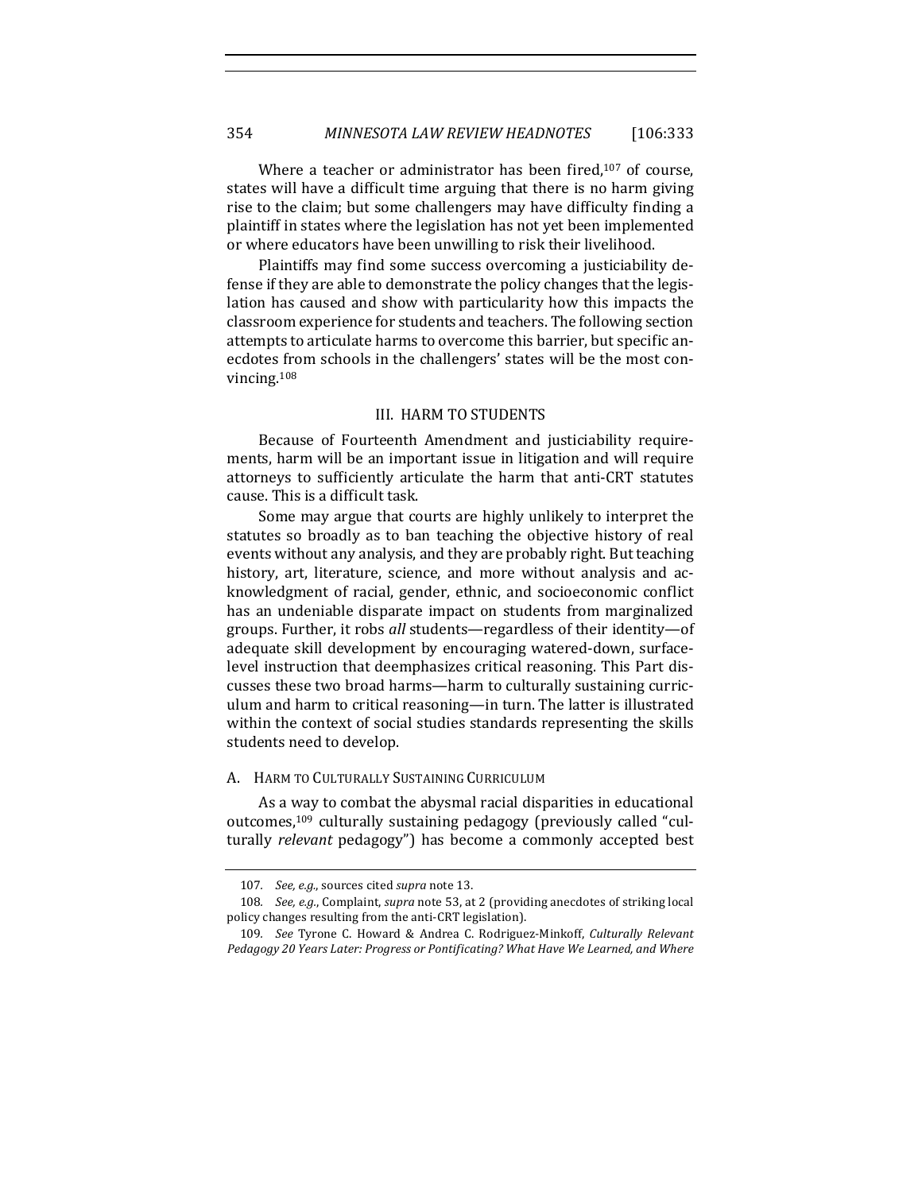Where a teacher or administrator has been fired,[107] of course, states will have a difficult time arguing that there is no harm giving rise to the claim; but some challengers may have difficulty finding a plaintiff in states where the legislation has not yet been implemented or where educators have been unwilling to risk their livelihood.

Plaintiffs may find some success overcoming a justiciability defense if they are able to demonstrate the policy changes that the legislation has caused and show with particularity how this impacts the classroom experience for students and teachers. The following section attempts to articulate harms to overcome this barrier, but specific anecdotes from schools in the challengers' states will be the most convincing.[108]

## III. HARM TO STUDENTS

Because of Fourteenth Amendment and justiciability requirements, harm will be an important issue in litigation and will require attorneys to sufficiently articulate the harm that anti-CRT statutes cause. This is a difficult task.

Some may argue that courts are highly unlikely to interpret the statutes so broadly as to ban teaching the objective history of real events without any analysis, and they are probably right. But teaching history, art, literature, science, and more without analysis and acknowledgment of racial, gender, ethnic, and socioeconomic conflict has an undeniable disparate impact on students from marginalized groups. Further, it robs *all* students—regardless of their identity—of adequate skill development by encouraging watered-down, surface-level instruction that deemphasizes critical reasoning. This Part discusses these two broad harms—harm to culturally sustaining curriculum and harm to critical reasoning—in turn. The latter is illustrated within the context of social studies standards representing the skills students need to develop.

### A. Harm to Culturally Sustaining Curriculum

As a way to combat the abysmal racial disparities in educational outcomes,[109] culturally sustaining pedagogy (previously called "culturally *relevant* pedagogy") has become a commonly accepted best

---

107. *See, e.g.*, sources cited *supra* note 13.

108. *See, e.g.*, Complaint, *supra* note 53, at 2 (providing anecdotes of striking local policy changes resulting from the anti-CRT legislation).

109. *See* Tyrone C. Howard & Andrea C. Rodriguez-Minkoff, *Culturally Relevant Pedagogy 20 Years Later: Progress or Pontificating? What Have We Learned, and Where*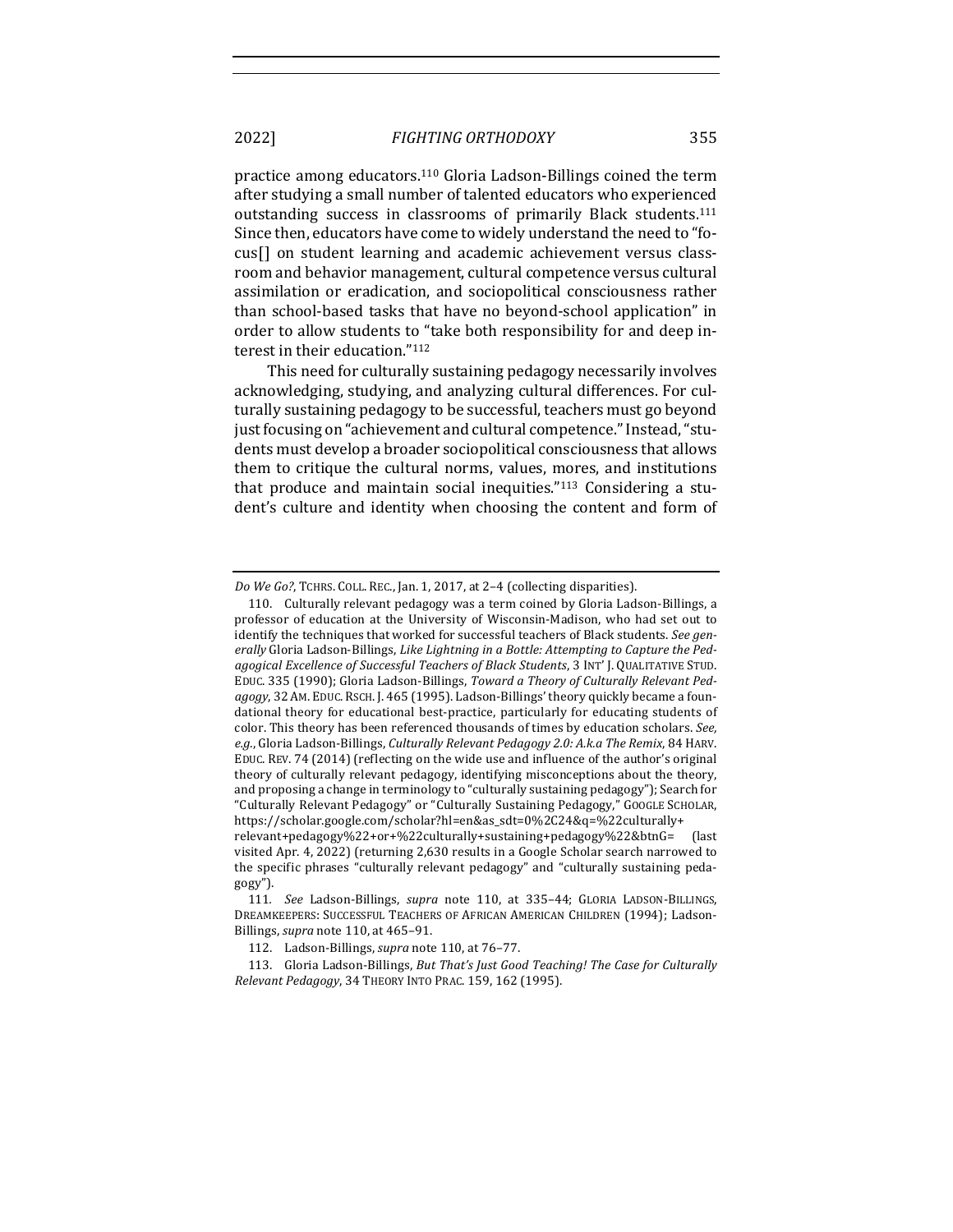practice among educators.[110] Gloria Ladson-Billings coined the term after studying a small number of talented educators who experienced outstanding success in classrooms of primarily Black students.[111] Since then, educators have come to widely understand the need to "focus[] on student learning and academic achievement versus classroom and behavior management, cultural competence versus cultural assimilation or eradication, and sociopolitical consciousness rather than school-based tasks that have no beyond-school application" in order to allow students to "take both responsibility for and deep interest in their education."[112]

This need for culturally sustaining pedagogy necessarily involves acknowledging, studying, and analyzing cultural differences. For culturally sustaining pedagogy to be successful, teachers must go beyond just focusing on "achievement and cultural competence." Instead, "students must develop a broader sociopolitical consciousness that allows them to critique the cultural norms, values, mores, and institutions that produce and maintain social inequities."[113] Considering a student's culture and identity when choosing the content and form of

---

*Do We Go?*, TCHRS. COLL. REC., Jan. 1, 2017, at 2–4 (collecting disparities).

110. Culturally relevant pedagogy was a term coined by Gloria Ladson-Billings, a professor of education at the University of Wisconsin-Madison, who had set out to identify the techniques that worked for successful teachers of Black students. *See generally* Gloria Ladson-Billings, *Like Lightning in a Bottle: Attempting to Capture the Pedagogical Excellence of Successful Teachers of Black Students*, 3 INT' J. QUALITATIVE STUD. EDUC. 335 (1990); Gloria Ladson-Billings, *Toward a Theory of Culturally Relevant Pedagogy*, 32 AM. EDUC. RSCH. J. 465 (1995). Ladson-Billings' theory quickly became a foundational theory for educational best-practice, particularly for educating students of color. This theory has been referenced thousands of times by education scholars. *See, e.g.*, Gloria Ladson-Billings, *Culturally Relevant Pedagogy 2.0: A.k.a The Remix*, 84 HARV. EDUC. REV. 74 (2014) (reflecting on the wide use and influence of the author's original theory of culturally relevant pedagogy, identifying misconceptions about the theory, and proposing a change in terminology to "culturally sustaining pedagogy"); Search for "Culturally Relevant Pedagogy" or "Culturally Sustaining Pedagogy," GOOGLE SCHOLAR, https://scholar.google.com/scholar?hl=en&as_sdt=0%2C24&q=%22culturally+relevant+pedagogy%22+or+%22culturally+sustaining+pedagogy%22&btnG= (last visited Apr. 4, 2022) (returning 2,630 results in a Google Scholar search narrowed to the specific phrases "culturally relevant pedagogy" and "culturally sustaining pedagogy").

111. *See* Ladson-Billings, *supra* note 110, at 335–44; GLORIA LADSON-BILLINGS, DREAMKEEPERS: SUCCESSFUL TEACHERS OF AFRICAN AMERICAN CHILDREN (1994); Ladson-Billings, *supra* note 110, at 465–91.

112. Ladson-Billings, *supra* note 110, at 76–77.

113. Gloria Ladson-Billings, *But That's Just Good Teaching! The Case for Culturally Relevant Pedagogy*, 34 THEORY INTO PRAC. 159, 162 (1995).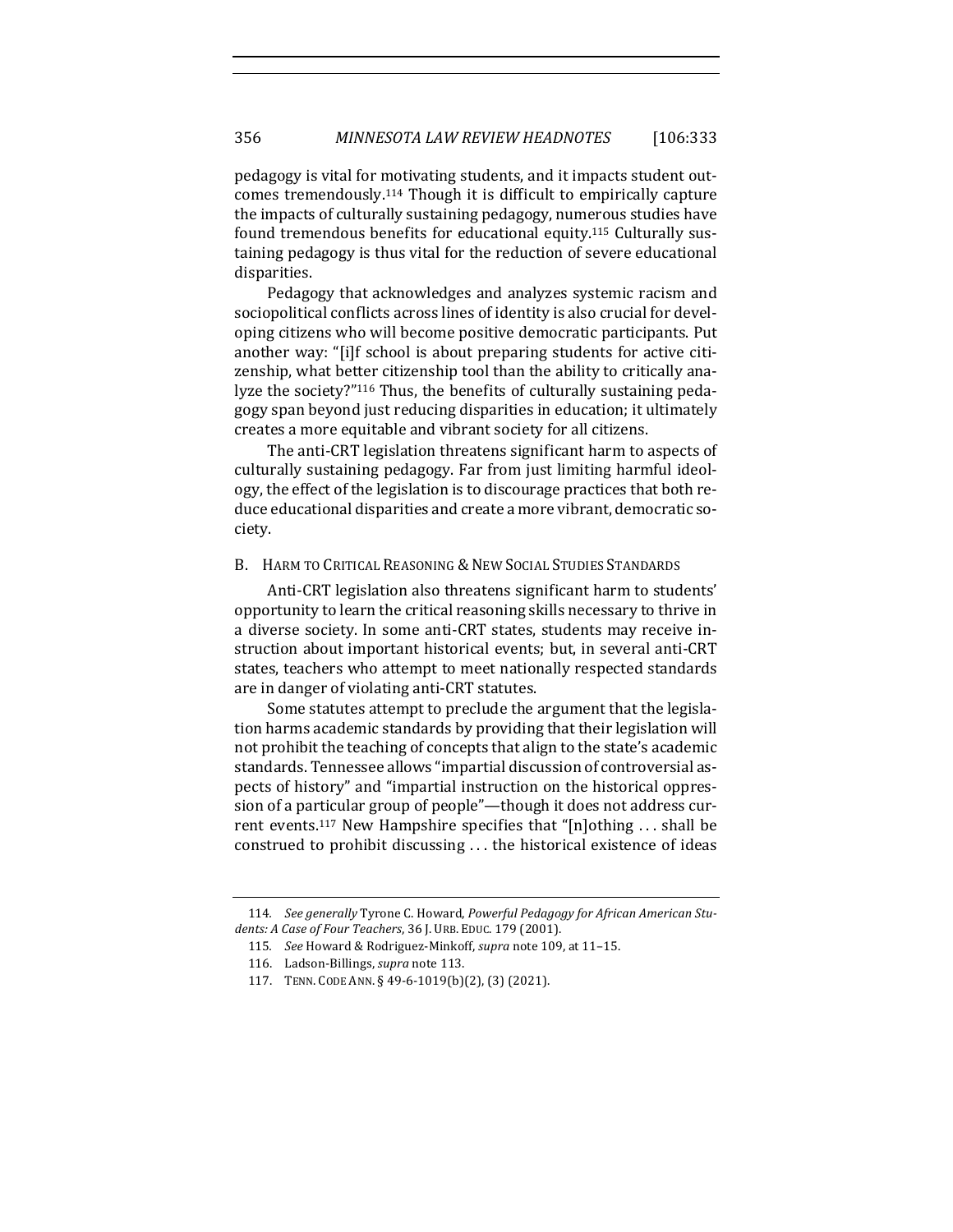pedagogy is vital for motivating students, and it impacts student outcomes tremendously.[114] Though it is difficult to empirically capture the impacts of culturally sustaining pedagogy, numerous studies have found tremendous benefits for educational equity.[115] Culturally sustaining pedagogy is thus vital for the reduction of severe educational disparities.

Pedagogy that acknowledges and analyzes systemic racism and sociopolitical conflicts across lines of identity is also crucial for developing citizens who will become positive democratic participants. Put another way: "[i]f school is about preparing students for active citizenship, what better citizenship tool than the ability to critically analyze the society?"[116] Thus, the benefits of culturally sustaining pedagogy span beyond just reducing disparities in education; it ultimately creates a more equitable and vibrant society for all citizens.

The anti-CRT legislation threatens significant harm to aspects of culturally sustaining pedagogy. Far from just limiting harmful ideology, the effect of the legislation is to discourage practices that both reduce educational disparities and create a more vibrant, democratic society.

### B. Harm to Critical Reasoning & New Social Studies Standards

Anti-CRT legislation also threatens significant harm to students' opportunity to learn the critical reasoning skills necessary to thrive in a diverse society. In some anti-CRT states, students may receive instruction about important historical events; but, in several anti-CRT states, teachers who attempt to meet nationally respected standards are in danger of violating anti-CRT statutes.

Some statutes attempt to preclude the argument that the legislation harms academic standards by providing that their legislation will not prohibit the teaching of concepts that align to the state's academic standards. Tennessee allows "impartial discussion of controversial aspects of history" and "impartial instruction on the historical oppression of a particular group of people"—though it does not address current events.[117] New Hampshire specifies that "[n]othing . . . shall be construed to prohibit discussing . . . the historical existence of ideas

---

114. *See generally* Tyrone C. Howard, *Powerful Pedagogy for African American Students: A Case of Four Teachers*, 36 J. URB. EDUC. 179 (2001).

115. *See* Howard & Rodriguez-Minkoff, *supra* note 109, at 11–15.

116. Ladson-Billings, *supra* note 113.

117. TENN. CODE ANN. § 49-6-1019(b)(2), (3) (2021).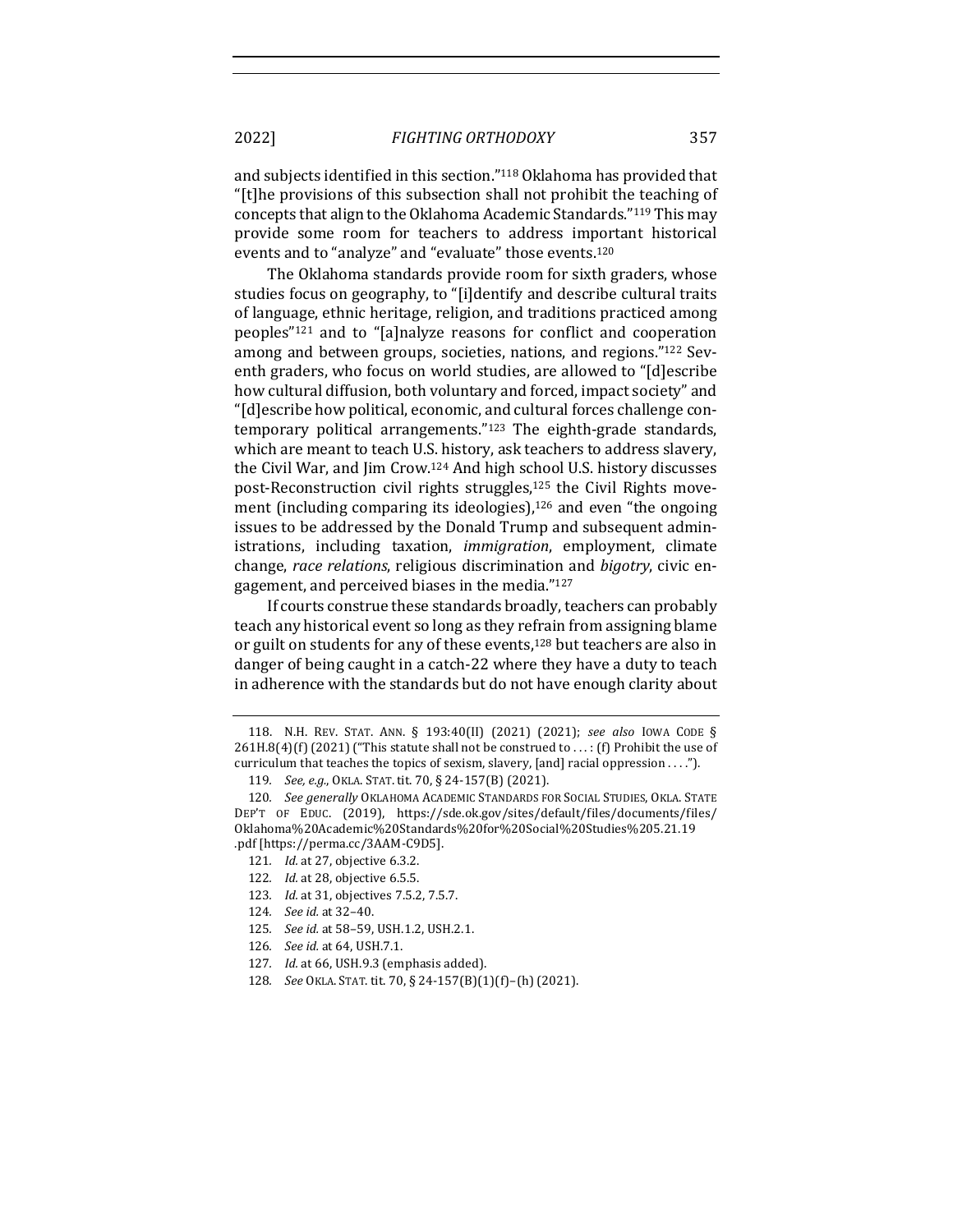and subjects identified in this section."[118] Oklahoma has provided that "[t]he provisions of this subsection shall not prohibit the teaching of concepts that align to the Oklahoma Academic Standards."[119] This may provide some room for teachers to address important historical events and to "analyze" and "evaluate" those events.[120]

The Oklahoma standards provide room for sixth graders, whose studies focus on geography, to "[i]dentify and describe cultural traits of language, ethnic heritage, religion, and traditions practiced among peoples"[121] and to "[a]nalyze reasons for conflict and cooperation among and between groups, societies, nations, and regions."[122] Seventh graders, who focus on world studies, are allowed to "[d]escribe how cultural diffusion, both voluntary and forced, impact society" and "[d]escribe how political, economic, and cultural forces challenge contemporary political arrangements."[123] The eighth-grade standards, which are meant to teach U.S. history, ask teachers to address slavery, the Civil War, and Jim Crow.[124] And high school U.S. history discusses post-Reconstruction civil rights struggles,[125] the Civil Rights movement (including comparing its ideologies),[126] and even "the ongoing issues to be addressed by the Donald Trump and subsequent administrations, including taxation, *immigration*, employment, climate change, *race relations*, religious discrimination and *bigotry*, civic engagement, and perceived biases in the media."[127]

If courts construe these standards broadly, teachers can probably teach any historical event so long as they refrain from assigning blame or guilt on students for any of these events,[128] but teachers are also in danger of being caught in a catch-22 where they have a duty to teach in adherence with the standards but do not have enough clarity about

---

118. N.H. REV. STAT. ANN. § 193:40(II) (2021) (2021); *see also* IOWA CODE § 261H.8(4)(f) (2021) ("This statute shall not be construed to . . . : (f) Prohibit the use of curriculum that teaches the topics of sexism, slavery, [and] racial oppression . . . .").

119. *See, e.g.*, OKLA. STAT. tit. 70, § 24-157(B) (2021).

120. *See generally* OKLAHOMA ACADEMIC STANDARDS FOR SOCIAL STUDIES, OKLA. STATE DEP'T OF EDUC. (2019), https://sde.ok.gov/sites/default/files/documents/files/Oklahoma%20Academic%20Standards%20for%20Social%20Studies%205.21.19.pdf [https://perma.cc/3AAM-C9D5].

121. *Id.* at 27, objective 6.3.2.

122. *Id.* at 28, objective 6.5.5.

123. *Id.* at 31, objectives 7.5.2, 7.5.7.

124. *See id.* at 32–40.

125. *See id.* at 58–59, USH.1.2, USH.2.1.

126. *See id.* at 64, USH.7.1.

127. *Id.* at 66, USH.9.3 (emphasis added).

128. *See* OKLA. STAT. tit. 70, § 24-157(B)(1)(f)–(h) (2021).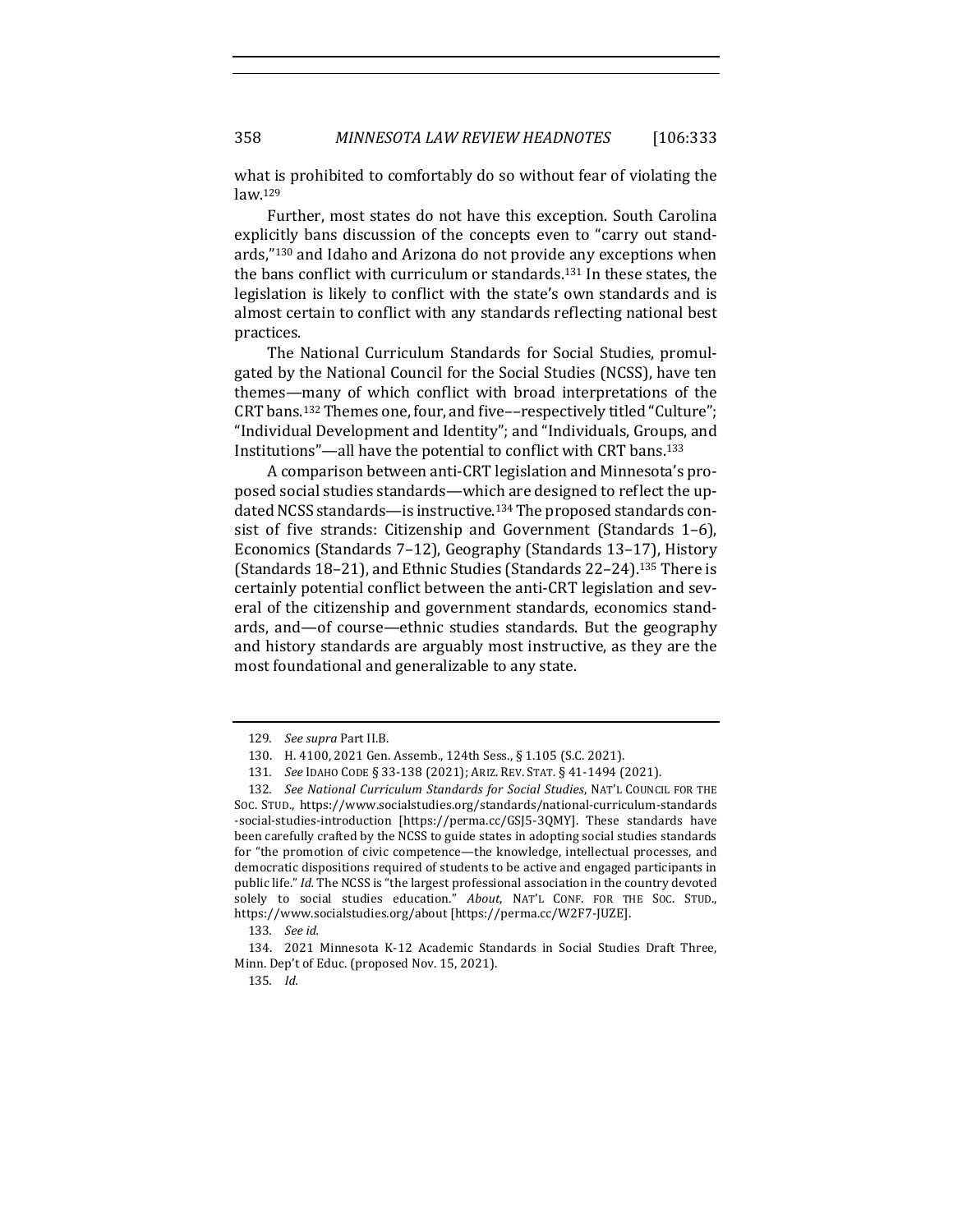what is prohibited to comfortably do so without fear of violating the law.[129]

Further, most states do not have this exception. South Carolina explicitly bans discussion of the concepts even to "carry out standards,"[130] and Idaho and Arizona do not provide any exceptions when the bans conflict with curriculum or standards.[131] In these states, the legislation is likely to conflict with the state's own standards and is almost certain to conflict with any standards reflecting national best practices.

The National Curriculum Standards for Social Studies, promulgated by the National Council for the Social Studies (NCSS), have ten themes—many of which conflict with broad interpretations of the CRT bans.[132] Themes one, four, and five––respectively titled "Culture"; "Individual Development and Identity"; and "Individuals, Groups, and Institutions"—all have the potential to conflict with CRT bans.[133]

A comparison between anti-CRT legislation and Minnesota's proposed social studies standards—which are designed to reflect the updated NCSS standards—is instructive.[134] The proposed standards consist of five strands: Citizenship and Government (Standards 1–6), Economics (Standards 7–12), Geography (Standards 13–17), History (Standards 18–21), and Ethnic Studies (Standards 22–24).[135] There is certainly potential conflict between the anti-CRT legislation and several of the citizenship and government standards, economics standards, and—of course—ethnic studies standards. But the geography and history standards are arguably most instructive, as they are the most foundational and generalizable to any state.

---

129. *See supra* Part II.B.

130. H. 4100, 2021 Gen. Assemb., 124th Sess., § 1.105 (S.C. 2021).

131. *See* IDAHO CODE § 33-138 (2021); ARIZ. REV. STAT. § 41-1494 (2021).

132. *See National Curriculum Standards for Social Studies*, NAT'L COUNCIL FOR THE SOC. STUD., https://www.socialstudies.org/standards/national-curriculum-standards-social-studies-introduction [https://perma.cc/GSJ5-3QMY]. These standards have been carefully crafted by the NCSS to guide states in adopting social studies standards for "the promotion of civic competence—the knowledge, intellectual processes, and democratic dispositions required of students to be active and engaged participants in public life." *Id.* The NCSS is "the largest professional association in the country devoted solely to social studies education." *About*, NAT'L CONF. FOR THE SOC. STUD., https://www.socialstudies.org/about [https://perma.cc/W2F7-JUZE].

133. *See id.*

134. 2021 Minnesota K-12 Academic Standards in Social Studies Draft Three, Minn. Dep't of Educ. (proposed Nov. 15, 2021).

135. *Id.*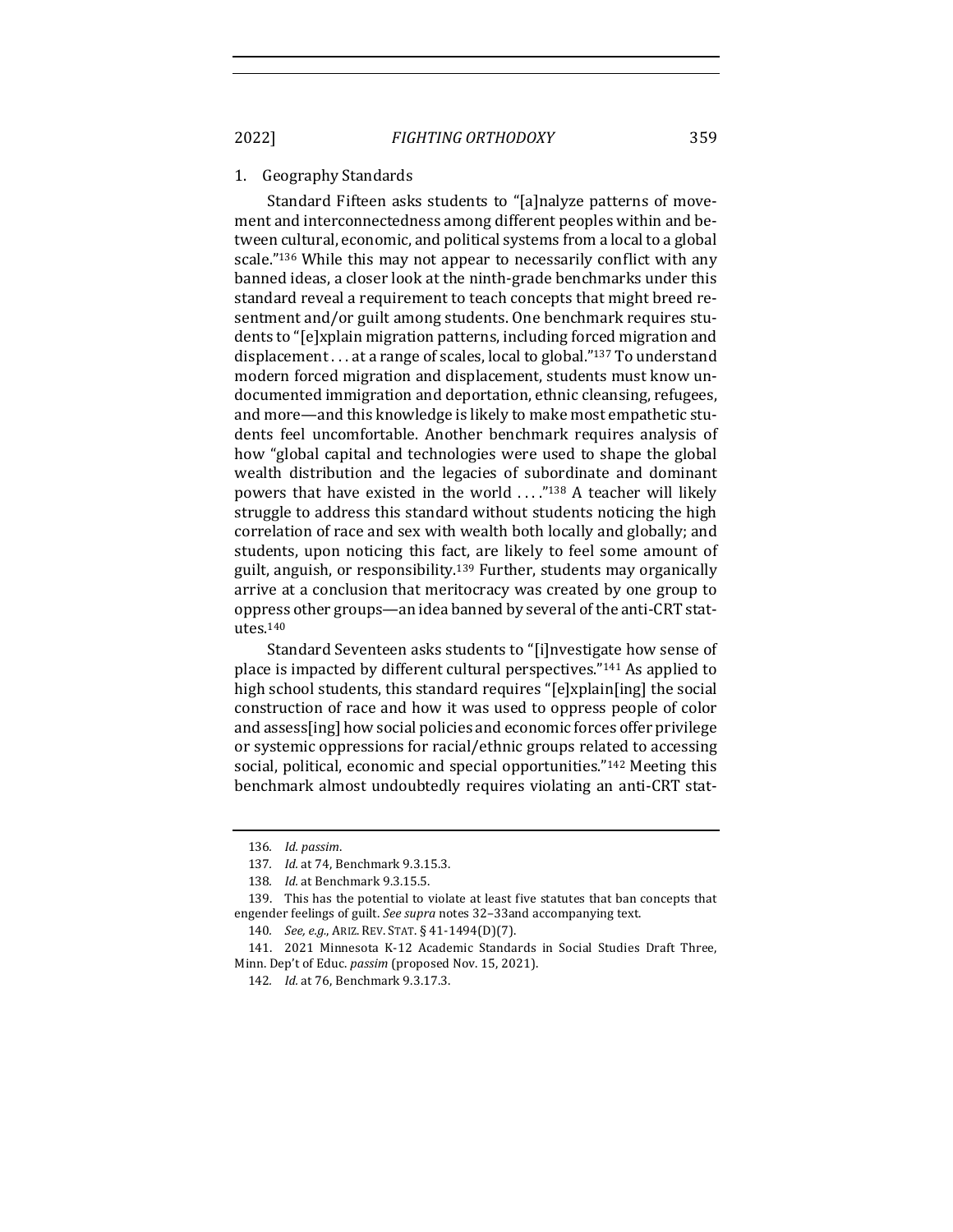1. Geography Standards

Standard Fifteen asks students to "[a]nalyze patterns of movement and interconnectedness among different peoples within and between cultural, economic, and political systems from a local to a global scale."[136] While this may not appear to necessarily conflict with any banned ideas, a closer look at the ninth-grade benchmarks under this standard reveal a requirement to teach concepts that might breed resentment and/or guilt among students. One benchmark requires students to "[e]xplain migration patterns, including forced migration and displacement . . . at a range of scales, local to global."[137] To understand modern forced migration and displacement, students must know undocumented immigration and deportation, ethnic cleansing, refugees, and more—and this knowledge is likely to make most empathetic students feel uncomfortable. Another benchmark requires analysis of how "global capital and technologies were used to shape the global wealth distribution and the legacies of subordinate and dominant powers that have existed in the world . . . ."[138] A teacher will likely struggle to address this standard without students noticing the high correlation of race and sex with wealth both locally and globally; and students, upon noticing this fact, are likely to feel some amount of guilt, anguish, or responsibility.[139] Further, students may organically arrive at a conclusion that meritocracy was created by one group to oppress other groups—an idea banned by several of the anti-CRT statutes.[140]

Standard Seventeen asks students to "[i]nvestigate how sense of place is impacted by different cultural perspectives."[141] As applied to high school students, this standard requires "[e]xplain[ing] the social construction of race and how it was used to oppress people of color and assess[ing] how social policies and economic forces offer privilege or systemic oppressions for racial/ethnic groups related to accessing social, political, economic and special opportunities."[142] Meeting this benchmark almost undoubtedly requires violating an anti-CRT stat-

136. *Id. passim*.

137. *Id.* at 74, Benchmark 9.3.15.3.

138. *Id.* at Benchmark 9.3.15.5.

139. This has the potential to violate at least five statutes that ban concepts that engender feelings of guilt. *See supra* notes 32–33and accompanying text.

140. *See, e.g.*, ARIZ. REV. STAT. § 41-1494(D)(7).

141. 2021 Minnesota K-12 Academic Standards in Social Studies Draft Three, Minn. Dep't of Educ. *passim* (proposed Nov. 15, 2021).

142. *Id.* at 76, Benchmark 9.3.17.3.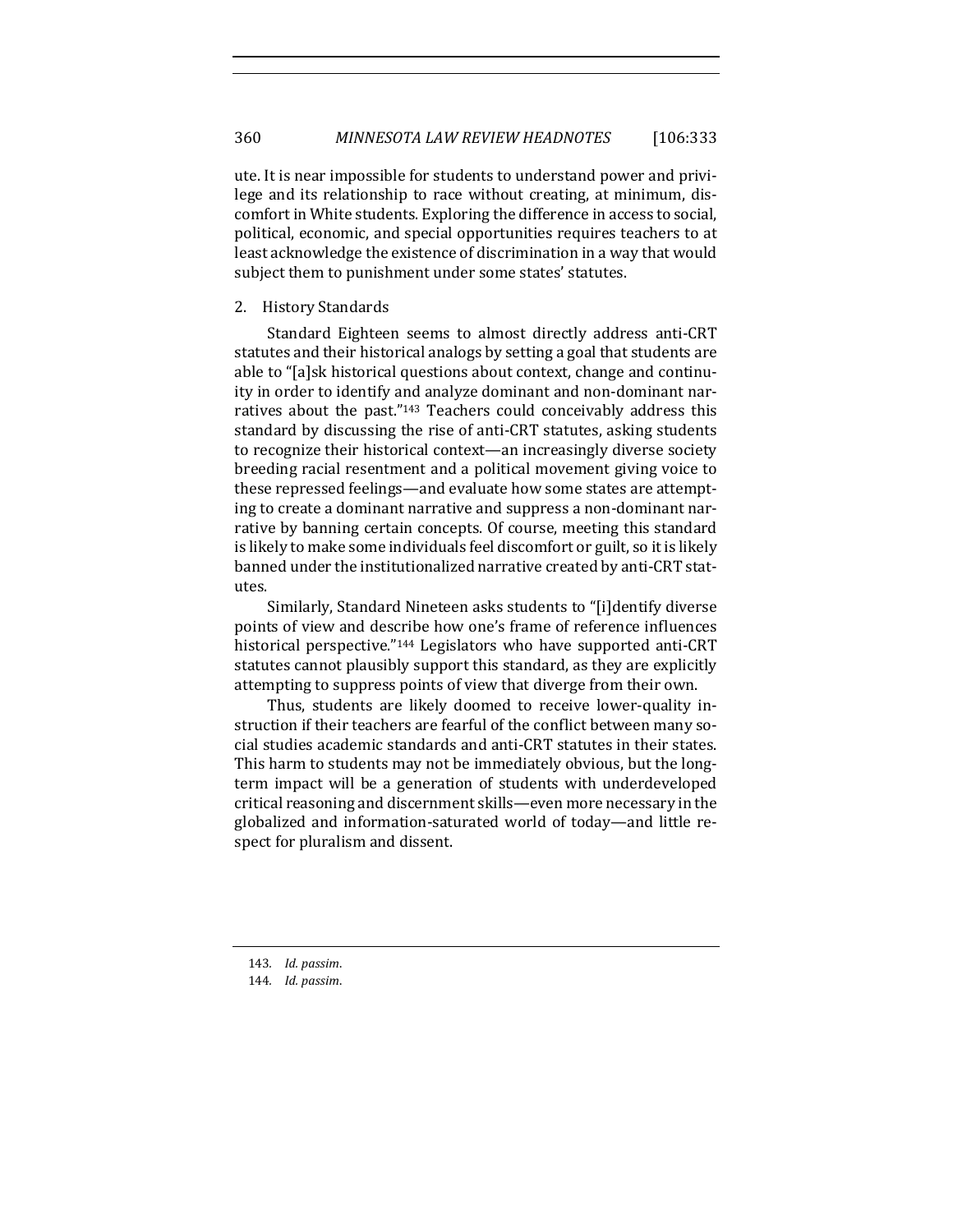ute. It is near impossible for students to understand power and privilege and its relationship to race without creating, at minimum, discomfort in White students. Exploring the difference in access to social, political, economic, and special opportunities requires teachers to at least acknowledge the existence of discrimination in a way that would subject them to punishment under some states' statutes.

2. History Standards

Standard Eighteen seems to almost directly address anti-CRT statutes and their historical analogs by setting a goal that students are able to "[a]sk historical questions about context, change and continuity in order to identify and analyze dominant and non-dominant narratives about the past."[143] Teachers could conceivably address this standard by discussing the rise of anti-CRT statutes, asking students to recognize their historical context—an increasingly diverse society breeding racial resentment and a political movement giving voice to these repressed feelings—and evaluate how some states are attempting to create a dominant narrative and suppress a non-dominant narrative by banning certain concepts. Of course, meeting this standard is likely to make some individuals feel discomfort or guilt, so it is likely banned under the institutionalized narrative created by anti-CRT statutes.

Similarly, Standard Nineteen asks students to "[i]dentify diverse points of view and describe how one's frame of reference influences historical perspective."[144] Legislators who have supported anti-CRT statutes cannot plausibly support this standard, as they are explicitly attempting to suppress points of view that diverge from their own.

Thus, students are likely doomed to receive lower-quality instruction if their teachers are fearful of the conflict between many social studies academic standards and anti-CRT statutes in their states. This harm to students may not be immediately obvious, but the long-term impact will be a generation of students with underdeveloped critical reasoning and discernment skills—even more necessary in the globalized and information-saturated world of today—and little respect for pluralism and dissent.

143. *Id. passim*.

144. *Id. passim*.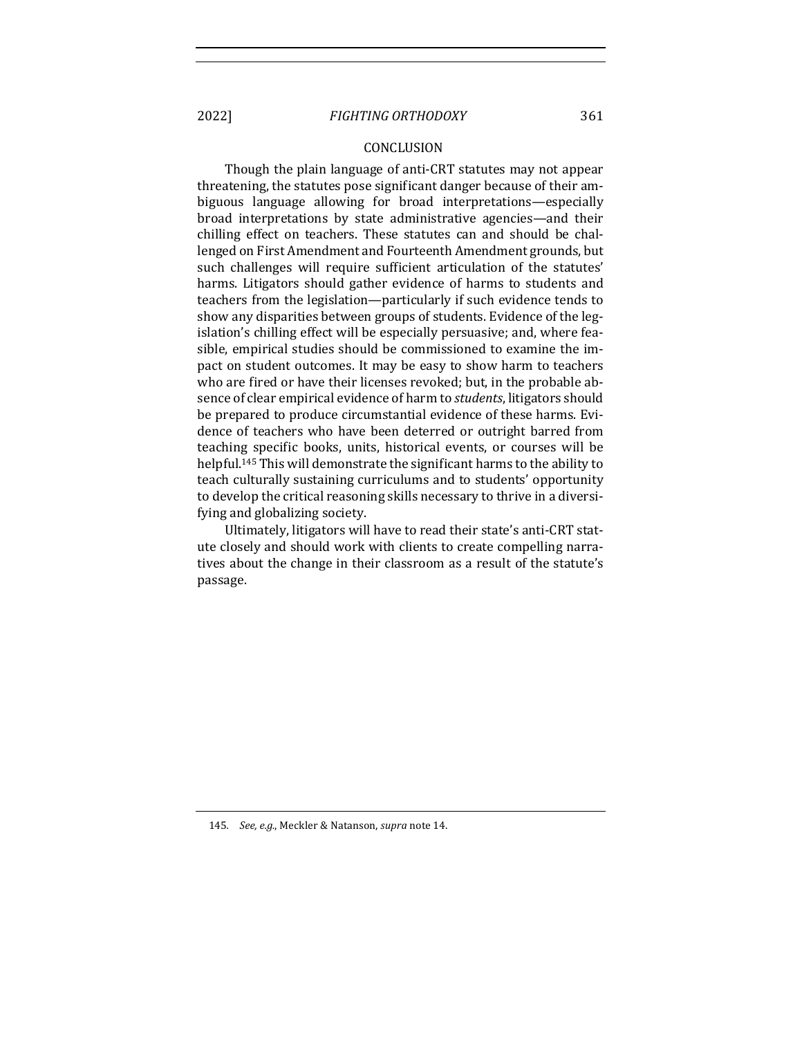## CONCLUSION

Though the plain language of anti-CRT statutes may not appear threatening, the statutes pose significant danger because of their ambiguous language allowing for broad interpretations—especially broad interpretations by state administrative agencies—and their chilling effect on teachers. These statutes can and should be challenged on First Amendment and Fourteenth Amendment grounds, but such challenges will require sufficient articulation of the statutes' harms. Litigators should gather evidence of harms to students and teachers from the legislation—particularly if such evidence tends to show any disparities between groups of students. Evidence of the legislation's chilling effect will be especially persuasive; and, where feasible, empirical studies should be commissioned to examine the impact on student outcomes. It may be easy to show harm to teachers who are fired or have their licenses revoked; but, in the probable absence of clear empirical evidence of harm to *students*, litigators should be prepared to produce circumstantial evidence of these harms. Evidence of teachers who have been deterred or outright barred from teaching specific books, units, historical events, or courses will be helpful.[145] This will demonstrate the significant harms to the ability to teach culturally sustaining curriculums and to students' opportunity to develop the critical reasoning skills necessary to thrive in a diversifying and globalizing society.

Ultimately, litigators will have to read their state's anti-CRT statute closely and should work with clients to create compelling narratives about the change in their classroom as a result of the statute's passage.

---

145. *See, e.g.*, Meckler & Natanson, *supra* note 14.